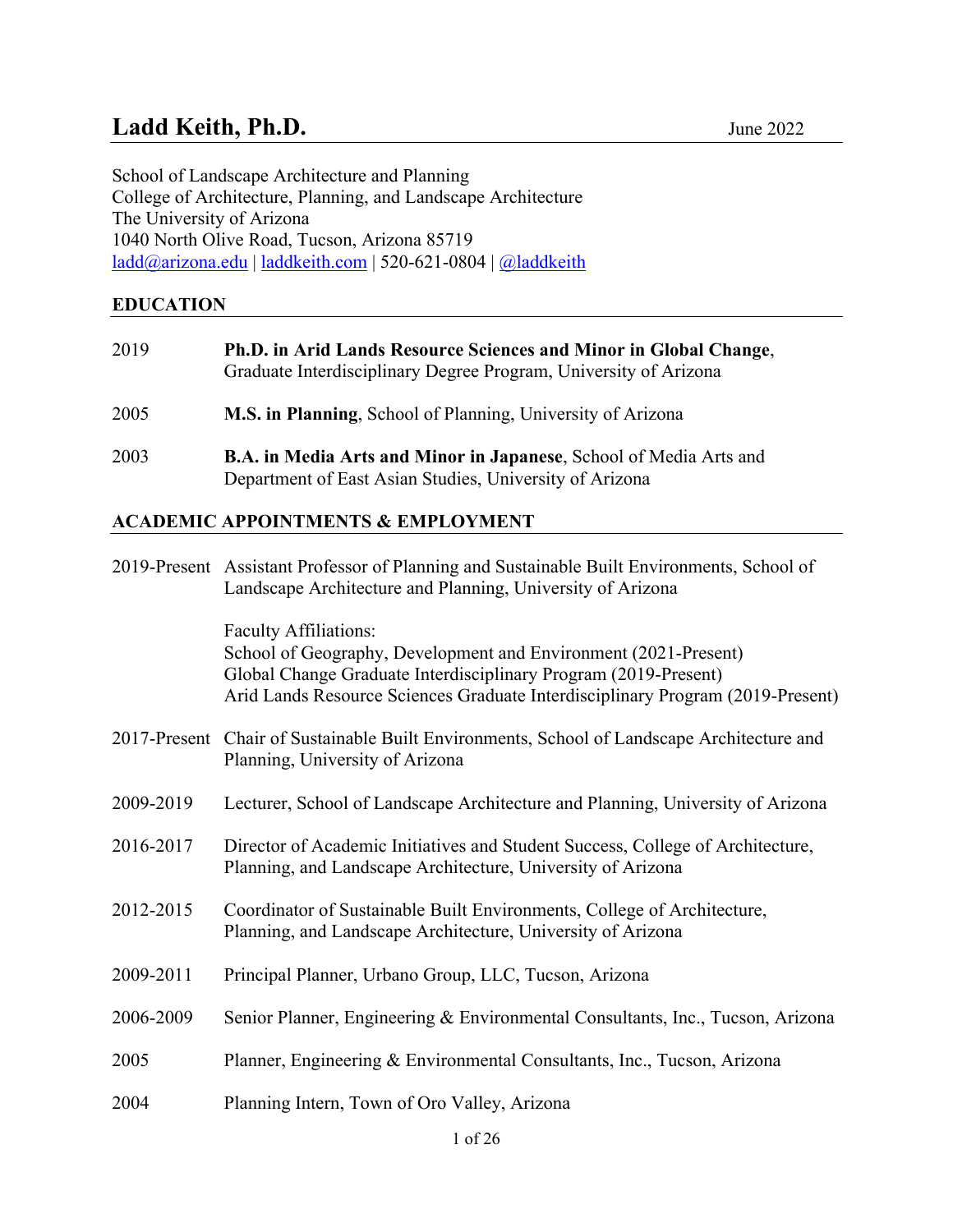# Ladd Keith, Ph.D.

June 2022

School of Landscape Architecture and Planning
College of Architecture, Planning, and Landscape Architecture
The University of Arizona
1040 North Olive Road, Tucson, Arizona 85719
ladd@arizona.edu | laddkeith.com | 520-621-0804 | @laddkeith

## EDUCATION

2019 **Ph.D. in Arid Lands Resource Sciences and Minor in Global Change**, Graduate Interdisciplinary Degree Program, University of Arizona

2005 **M.S. in Planning**, School of Planning, University of Arizona

2003 **B.A. in Media Arts and Minor in Japanese**, School of Media Arts and Department of East Asian Studies, University of Arizona

## ACADEMIC APPOINTMENTS & EMPLOYMENT

2019-Present Assistant Professor of Planning and Sustainable Built Environments, School of Landscape Architecture and Planning, University of Arizona

Faculty Affiliations:
School of Geography, Development and Environment (2021-Present)
Global Change Graduate Interdisciplinary Program (2019-Present)
Arid Lands Resource Sciences Graduate Interdisciplinary Program (2019-Present)

2017-Present Chair of Sustainable Built Environments, School of Landscape Architecture and Planning, University of Arizona

2009-2019 Lecturer, School of Landscape Architecture and Planning, University of Arizona

2016-2017 Director of Academic Initiatives and Student Success, College of Architecture, Planning, and Landscape Architecture, University of Arizona

2012-2015 Coordinator of Sustainable Built Environments, College of Architecture, Planning, and Landscape Architecture, University of Arizona

2009-2011 Principal Planner, Urbano Group, LLC, Tucson, Arizona

2006-2009 Senior Planner, Engineering & Environmental Consultants, Inc., Tucson, Arizona

2005 Planner, Engineering & Environmental Consultants, Inc., Tucson, Arizona

2004 Planning Intern, Town of Oro Valley, Arizona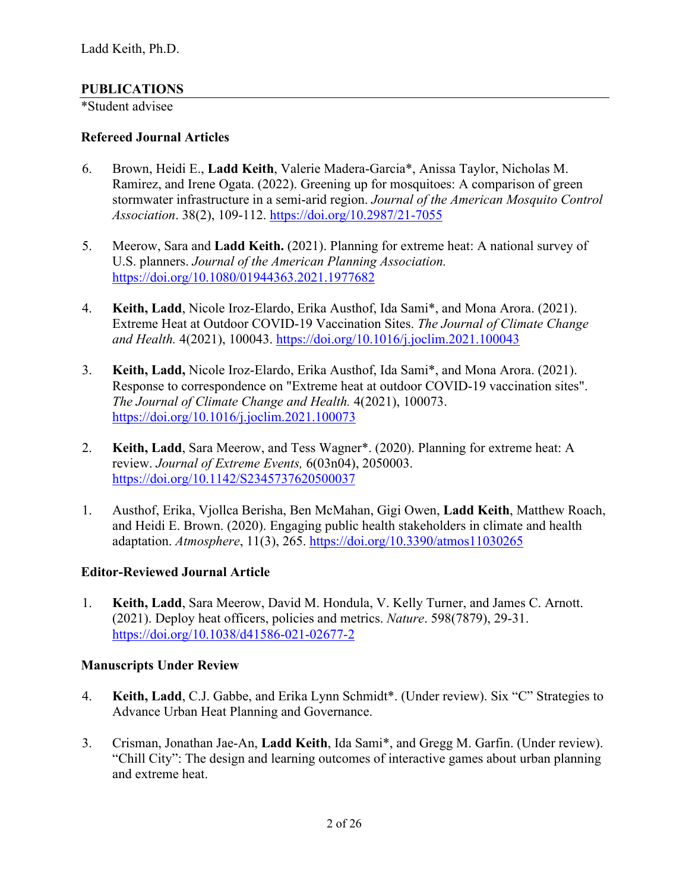## PUBLICATIONS

*Student advisee

### Refereed Journal Articles

6. Brown, Heidi E., **Ladd Keith**, Valerie Madera-Garcia*, Anissa Taylor, Nicholas M. Ramirez, and Irene Ogata. (2022). Greening up for mosquitoes: A comparison of green stormwater infrastructure in a semi-arid region. *Journal of the American Mosquito Control Association*. 38(2), 109-112. https://doi.org/10.2987/21-7055

5. Meerow, Sara and **Ladd Keith.** (2021). Planning for extreme heat: A national survey of U.S. planners. *Journal of the American Planning Association.* https://doi.org/10.1080/01944363.2021.1977682

4. **Keith, Ladd**, Nicole Iroz-Elardo, Erika Austhof, Ida Sami*, and Mona Arora. (2021). Extreme Heat at Outdoor COVID-19 Vaccination Sites. *The Journal of Climate Change and Health.* 4(2021), 100043. https://doi.org/10.1016/j.joclim.2021.100043

3. **Keith, Ladd,** Nicole Iroz-Elardo, Erika Austhof, Ida Sami*, and Mona Arora. (2021). Response to correspondence on "Extreme heat at outdoor COVID-19 vaccination sites". *The Journal of Climate Change and Health.* 4(2021), 100073. https://doi.org/10.1016/j.joclim.2021.100073

2. **Keith, Ladd**, Sara Meerow, and Tess Wagner*. (2020). Planning for extreme heat: A review. *Journal of Extreme Events,* 6(03n04), 2050003. https://doi.org/10.1142/S2345737620500037

1. Austhof, Erika, Vjollca Berisha, Ben McMahan, Gigi Owen, **Ladd Keith**, Matthew Roach, and Heidi E. Brown. (2020). Engaging public health stakeholders in climate and health adaptation. *Atmosphere*, 11(3), 265. https://doi.org/10.3390/atmos11030265

### Editor-Reviewed Journal Article

1. **Keith, Ladd**, Sara Meerow, David M. Hondula, V. Kelly Turner, and James C. Arnott. (2021). Deploy heat officers, policies and metrics. *Nature*. 598(7879), 29-31. https://doi.org/10.1038/d41586-021-02677-2

### Manuscripts Under Review

4. **Keith, Ladd**, C.J. Gabbe, and Erika Lynn Schmidt*. (Under review). Six "C" Strategies to Advance Urban Heat Planning and Governance.

3. Crisman, Jonathan Jae-An, **Ladd Keith**, Ida Sami*, and Gregg M. Garfin. (Under review). "Chill City": The design and learning outcomes of interactive games about urban planning and extreme heat.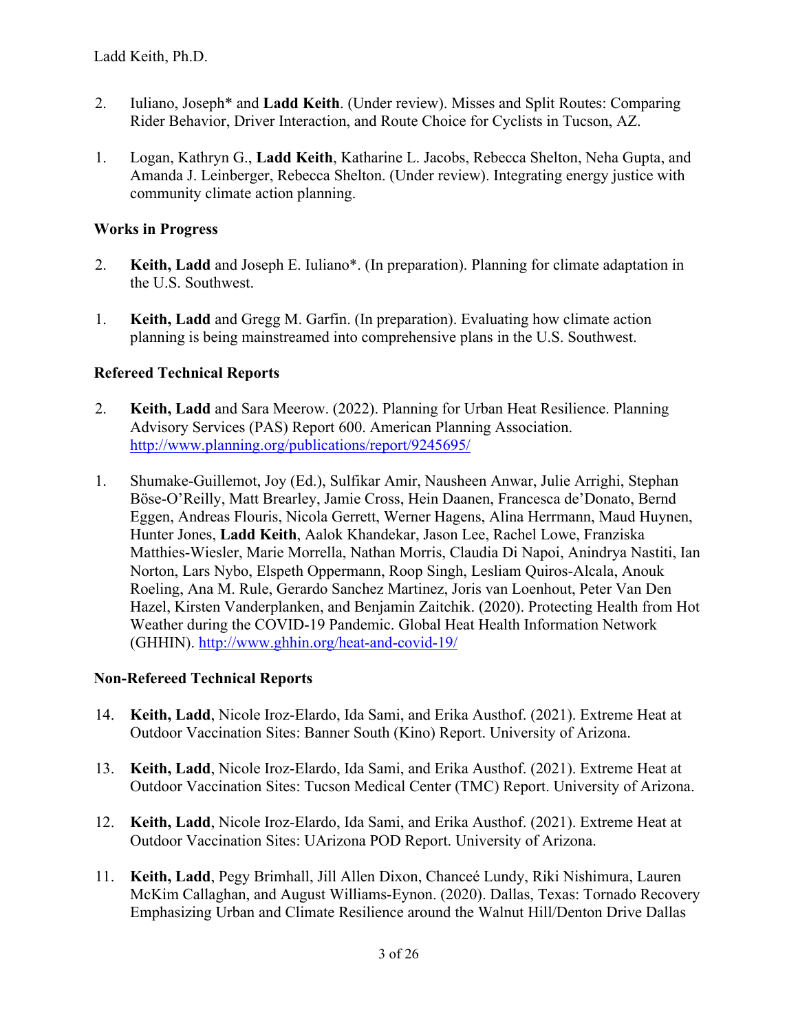2. Iuliano, Joseph* and **Ladd Keith**. (Under review). Misses and Split Routes: Comparing Rider Behavior, Driver Interaction, and Route Choice for Cyclists in Tucson, AZ.

1. Logan, Kathryn G., **Ladd Keith**, Katharine L. Jacobs, Rebecca Shelton, Neha Gupta, and Amanda J. Leinberger, Rebecca Shelton. (Under review). Integrating energy justice with community climate action planning.

**Works in Progress**

2. **Keith, Ladd** and Joseph E. Iuliano*. (In preparation). Planning for climate adaptation in the U.S. Southwest.

1. **Keith, Ladd** and Gregg M. Garfin. (In preparation). Evaluating how climate action planning is being mainstreamed into comprehensive plans in the U.S. Southwest.

**Refereed Technical Reports**

2. **Keith, Ladd** and Sara Meerow. (2022). Planning for Urban Heat Resilience. Planning Advisory Services (PAS) Report 600. American Planning Association. http://www.planning.org/publications/report/9245695/

1. Shumake-Guillemot, Joy (Ed.), Sulfikar Amir, Nausheen Anwar, Julie Arrighi, Stephan Böse-O'Reilly, Matt Brearley, Jamie Cross, Hein Daanen, Francesca de'Donato, Bernd Eggen, Andreas Flouris, Nicola Gerrett, Werner Hagens, Alina Herrmann, Maud Huynen, Hunter Jones, **Ladd Keith**, Aalok Khandekar, Jason Lee, Rachel Lowe, Franziska Matthies-Wiesler, Marie Morrella, Nathan Morris, Claudia Di Napoi, Anindrya Nastiti, Ian Norton, Lars Nybo, Elspeth Oppermann, Roop Singh, Lesliam Quiros-Alcala, Anouk Roeling, Ana M. Rule, Gerardo Sanchez Martinez, Joris van Loenhout, Peter Van Den Hazel, Kirsten Vanderplanken, and Benjamin Zaitchik. (2020). Protecting Health from Hot Weather during the COVID-19 Pandemic. Global Heat Health Information Network (GHHIN). http://www.ghhin.org/heat-and-covid-19/

**Non-Refereed Technical Reports**

14. **Keith, Ladd**, Nicole Iroz-Elardo, Ida Sami, and Erika Austhof. (2021). Extreme Heat at Outdoor Vaccination Sites: Banner South (Kino) Report. University of Arizona.

13. **Keith, Ladd**, Nicole Iroz-Elardo, Ida Sami, and Erika Austhof. (2021). Extreme Heat at Outdoor Vaccination Sites: Tucson Medical Center (TMC) Report. University of Arizona.

12. **Keith, Ladd**, Nicole Iroz-Elardo, Ida Sami, and Erika Austhof. (2021). Extreme Heat at Outdoor Vaccination Sites: UArizona POD Report. University of Arizona.

11. **Keith, Ladd**, Pegy Brimhall, Jill Allen Dixon, Chanceé Lundy, Riki Nishimura, Lauren McKim Callaghan, and August Williams-Eynon. (2020). Dallas, Texas: Tornado Recovery Emphasizing Urban and Climate Resilience around the Walnut Hill/Denton Drive Dallas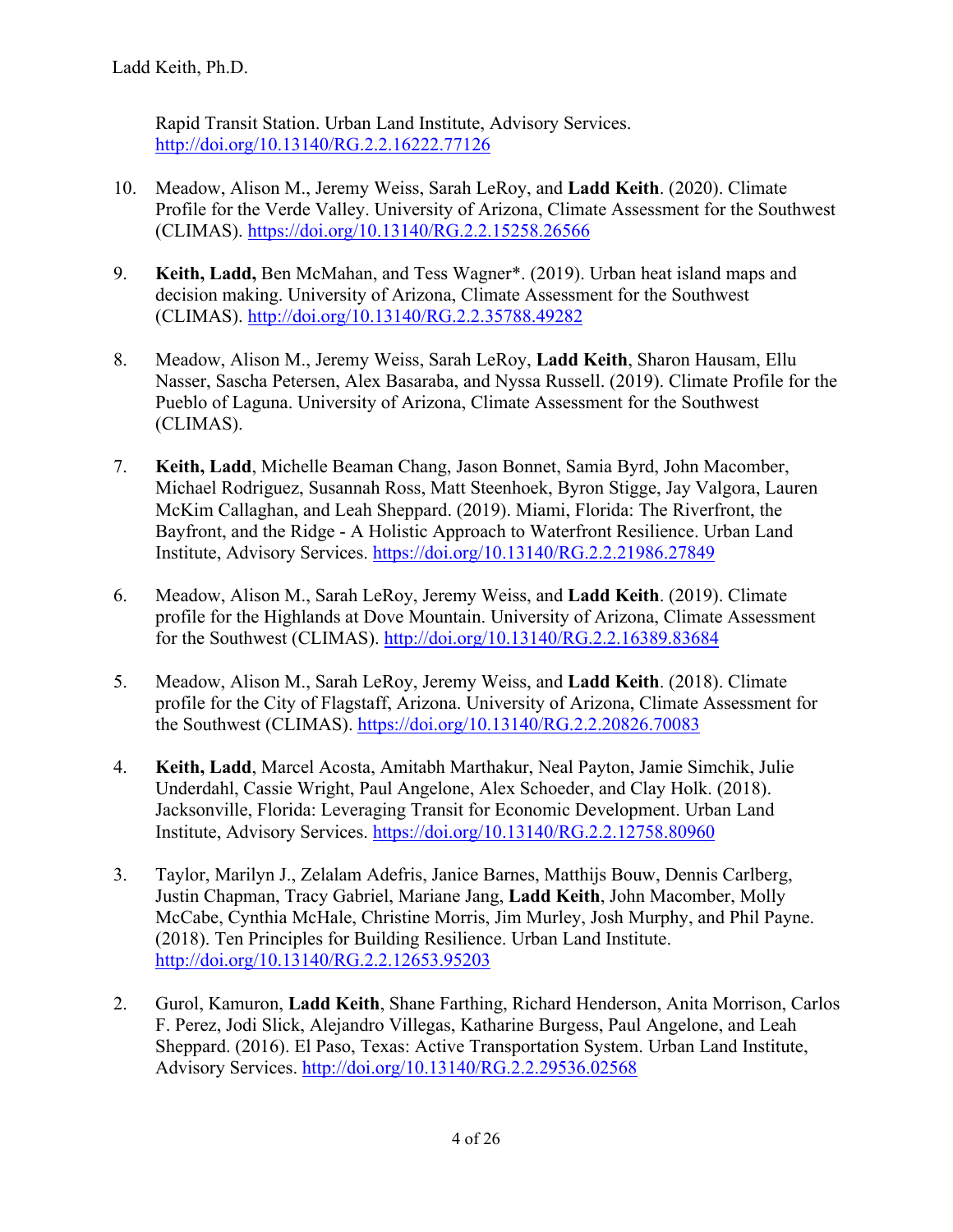Rapid Transit Station. Urban Land Institute, Advisory Services. http://doi.org/10.13140/RG.2.2.16222.77126

10. Meadow, Alison M., Jeremy Weiss, Sarah LeRoy, and **Ladd Keith**. (2020). Climate Profile for the Verde Valley. University of Arizona, Climate Assessment for the Southwest (CLIMAS). https://doi.org/10.13140/RG.2.2.15258.26566

9. **Keith, Ladd,** Ben McMahan, and Tess Wagner*. (2019). Urban heat island maps and decision making. University of Arizona, Climate Assessment for the Southwest (CLIMAS). http://doi.org/10.13140/RG.2.2.35788.49282

8. Meadow, Alison M., Jeremy Weiss, Sarah LeRoy, **Ladd Keith**, Sharon Hausam, Ellu Nasser, Sascha Petersen, Alex Basaraba, and Nyssa Russell. (2019). Climate Profile for the Pueblo of Laguna. University of Arizona, Climate Assessment for the Southwest (CLIMAS).

7. **Keith, Ladd**, Michelle Beaman Chang, Jason Bonnet, Samia Byrd, John Macomber, Michael Rodriguez, Susannah Ross, Matt Steenhoek, Byron Stigge, Jay Valgora, Lauren McKim Callaghan, and Leah Sheppard. (2019). Miami, Florida: The Riverfront, the Bayfront, and the Ridge - A Holistic Approach to Waterfront Resilience. Urban Land Institute, Advisory Services. https://doi.org/10.13140/RG.2.2.21986.27849

6. Meadow, Alison M., Sarah LeRoy, Jeremy Weiss, and **Ladd Keith**. (2019). Climate profile for the Highlands at Dove Mountain. University of Arizona, Climate Assessment for the Southwest (CLIMAS). http://doi.org/10.13140/RG.2.2.16389.83684

5. Meadow, Alison M., Sarah LeRoy, Jeremy Weiss, and **Ladd Keith**. (2018). Climate profile for the City of Flagstaff, Arizona. University of Arizona, Climate Assessment for the Southwest (CLIMAS). https://doi.org/10.13140/RG.2.2.20826.70083

4. **Keith, Ladd**, Marcel Acosta, Amitabh Marthakur, Neal Payton, Jamie Simchik, Julie Underdahl, Cassie Wright, Paul Angelone, Alex Schoeder, and Clay Holk. (2018). Jacksonville, Florida: Leveraging Transit for Economic Development. Urban Land Institute, Advisory Services. https://doi.org/10.13140/RG.2.2.12758.80960

3. Taylor, Marilyn J., Zelalam Adefris, Janice Barnes, Matthijs Bouw, Dennis Carlberg, Justin Chapman, Tracy Gabriel, Mariane Jang, **Ladd Keith**, John Macomber, Molly McCabe, Cynthia McHale, Christine Morris, Jim Murley, Josh Murphy, and Phil Payne. (2018). Ten Principles for Building Resilience. Urban Land Institute. http://doi.org/10.13140/RG.2.2.12653.95203

2. Gurol, Kamuron, **Ladd Keith**, Shane Farthing, Richard Henderson, Anita Morrison, Carlos F. Perez, Jodi Slick, Alejandro Villegas, Katharine Burgess, Paul Angelone, and Leah Sheppard. (2016). El Paso, Texas: Active Transportation System. Urban Land Institute, Advisory Services. http://doi.org/10.13140/RG.2.2.29536.02568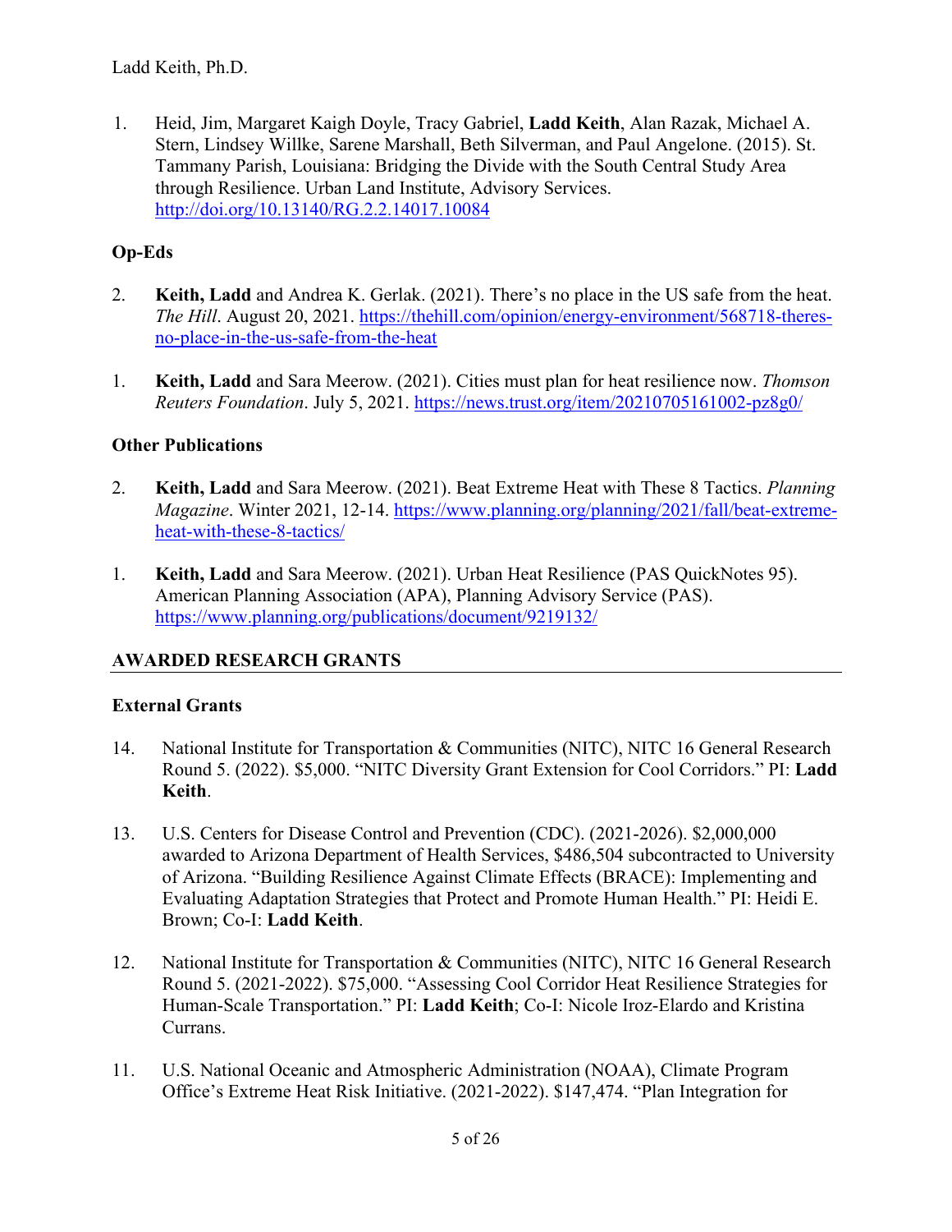1. Heid, Jim, Margaret Kaigh Doyle, Tracy Gabriel, **Ladd Keith**, Alan Razak, Michael A. Stern, Lindsey Willke, Sarene Marshall, Beth Silverman, and Paul Angelone. (2015). St. Tammany Parish, Louisiana: Bridging the Divide with the South Central Study Area through Resilience. Urban Land Institute, Advisory Services. http://doi.org/10.13140/RG.2.2.14017.10084

### Op-Eds

2. **Keith, Ladd** and Andrea K. Gerlak. (2021). There's no place in the US safe from the heat. *The Hill*. August 20, 2021. https://thehill.com/opinion/energy-environment/568718-theres-no-place-in-the-us-safe-from-the-heat

1. **Keith, Ladd** and Sara Meerow. (2021). Cities must plan for heat resilience now. *Thomson Reuters Foundation*. July 5, 2021. https://news.trust.org/item/20210705161002-pz8g0/

### Other Publications

2. **Keith, Ladd** and Sara Meerow. (2021). Beat Extreme Heat with These 8 Tactics. *Planning Magazine*. Winter 2021, 12-14. https://www.planning.org/planning/2021/fall/beat-extreme-heat-with-these-8-tactics/

1. **Keith, Ladd** and Sara Meerow. (2021). Urban Heat Resilience (PAS QuickNotes 95). American Planning Association (APA), Planning Advisory Service (PAS). https://www.planning.org/publications/document/9219132/

## AWARDED RESEARCH GRANTS

### External Grants

14. National Institute for Transportation & Communities (NITC), NITC 16 General Research Round 5. (2022). $5,000. "NITC Diversity Grant Extension for Cool Corridors." PI: **Ladd Keith**.

13. U.S. Centers for Disease Control and Prevention (CDC). (2021-2026). $2,000,000 awarded to Arizona Department of Health Services, $486,504 subcontracted to University of Arizona. "Building Resilience Against Climate Effects (BRACE): Implementing and Evaluating Adaptation Strategies that Protect and Promote Human Health." PI: Heidi E. Brown; Co-I: **Ladd Keith**.

12. National Institute for Transportation & Communities (NITC), NITC 16 General Research Round 5. (2021-2022). $75,000. "Assessing Cool Corridor Heat Resilience Strategies for Human-Scale Transportation." PI: **Ladd Keith**; Co-I: Nicole Iroz-Elardo and Kristina Currans.

11. U.S. National Oceanic and Atmospheric Administration (NOAA), Climate Program Office's Extreme Heat Risk Initiative. (2021-2022). $147,474. "Plan Integration for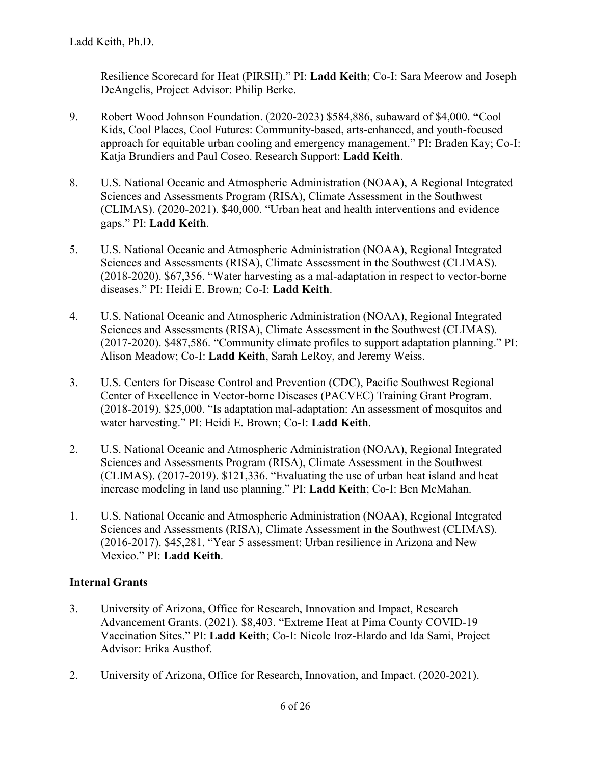Resilience Scorecard for Heat (PIRSH)." PI: **Ladd Keith**; Co-I: Sara Meerow and Joseph DeAngelis, Project Advisor: Philip Berke.

9. Robert Wood Johnson Foundation. (2020-2023) $584,886, subaward of $4,000. **"**Cool Kids, Cool Places, Cool Futures: Community-based, arts-enhanced, and youth-focused approach for equitable urban cooling and emergency management." PI: Braden Kay; Co-I: Katja Brundiers and Paul Coseo. Research Support: **Ladd Keith**.

8. U.S. National Oceanic and Atmospheric Administration (NOAA), A Regional Integrated Sciences and Assessments Program (RISA), Climate Assessment in the Southwest (CLIMAS). (2020-2021). $40,000. "Urban heat and health interventions and evidence gaps." PI: **Ladd Keith**.

5. U.S. National Oceanic and Atmospheric Administration (NOAA), Regional Integrated Sciences and Assessments (RISA), Climate Assessment in the Southwest (CLIMAS). (2018-2020). $67,356. "Water harvesting as a mal-adaptation in respect to vector-borne diseases." PI: Heidi E. Brown; Co-I: **Ladd Keith**.

4. U.S. National Oceanic and Atmospheric Administration (NOAA), Regional Integrated Sciences and Assessments (RISA), Climate Assessment in the Southwest (CLIMAS). (2017-2020). $487,586. "Community climate profiles to support adaptation planning." PI: Alison Meadow; Co-I: **Ladd Keith**, Sarah LeRoy, and Jeremy Weiss.

3. U.S. Centers for Disease Control and Prevention (CDC), Pacific Southwest Regional Center of Excellence in Vector-borne Diseases (PACVEC) Training Grant Program. (2018-2019). $25,000. "Is adaptation mal-adaptation: An assessment of mosquitos and water harvesting." PI: Heidi E. Brown; Co-I: **Ladd Keith**.

2. U.S. National Oceanic and Atmospheric Administration (NOAA), Regional Integrated Sciences and Assessments Program (RISA), Climate Assessment in the Southwest (CLIMAS). (2017-2019). $121,336. "Evaluating the use of urban heat island and heat increase modeling in land use planning." PI: **Ladd Keith**; Co-I: Ben McMahan.

1. U.S. National Oceanic and Atmospheric Administration (NOAA), Regional Integrated Sciences and Assessments (RISA), Climate Assessment in the Southwest (CLIMAS). (2016-2017). $45,281. "Year 5 assessment: Urban resilience in Arizona and New Mexico." PI: **Ladd Keith**.

**Internal Grants**

3. University of Arizona, Office for Research, Innovation and Impact, Research Advancement Grants. (2021). $8,403. "Extreme Heat at Pima County COVID-19 Vaccination Sites." PI: **Ladd Keith**; Co-I: Nicole Iroz-Elardo and Ida Sami, Project Advisor: Erika Austhof.

2. University of Arizona, Office for Research, Innovation, and Impact. (2020-2021).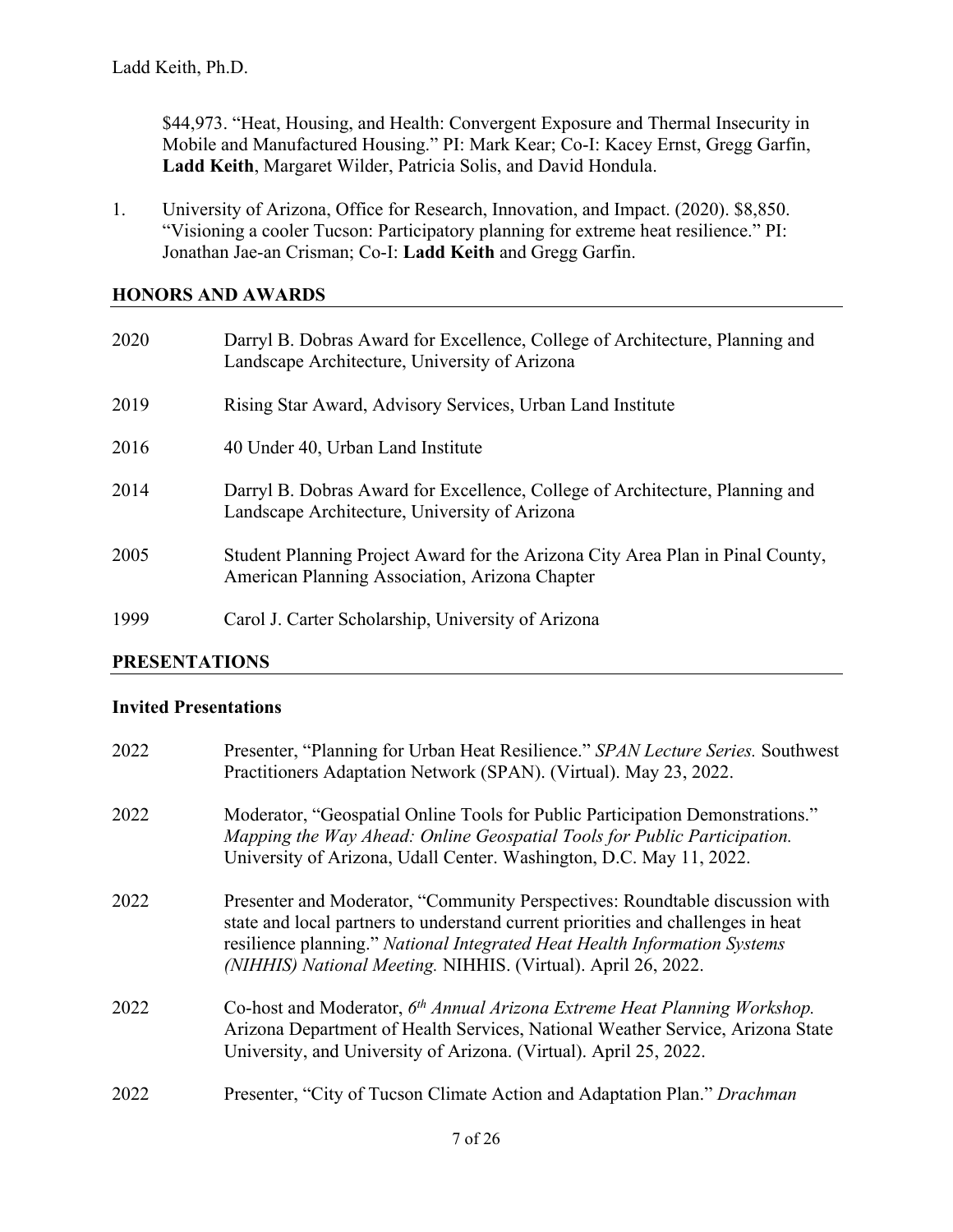$44,973. "Heat, Housing, and Health: Convergent Exposure and Thermal Insecurity in Mobile and Manufactured Housing." PI: Mark Kear; Co-I: Kacey Ernst, Gregg Garfin, **Ladd Keith**, Margaret Wilder, Patricia Solis, and David Hondula.

1. University of Arizona, Office for Research, Innovation, and Impact. (2020). $8,850. "Visioning a cooler Tucson: Participatory planning for extreme heat resilience." PI: Jonathan Jae-an Crisman; Co-I: **Ladd Keith** and Gregg Garfin.

## HONORS AND AWARDS

2020 Darryl B. Dobras Award for Excellence, College of Architecture, Planning and Landscape Architecture, University of Arizona

2019 Rising Star Award, Advisory Services, Urban Land Institute

2016 40 Under 40, Urban Land Institute

2014 Darryl B. Dobras Award for Excellence, College of Architecture, Planning and Landscape Architecture, University of Arizona

2005 Student Planning Project Award for the Arizona City Area Plan in Pinal County, American Planning Association, Arizona Chapter

1999 Carol J. Carter Scholarship, University of Arizona

## PRESENTATIONS

### Invited Presentations

2022 Presenter, "Planning for Urban Heat Resilience." *SPAN Lecture Series.* Southwest Practitioners Adaptation Network (SPAN). (Virtual). May 23, 2022.

2022 Moderator, "Geospatial Online Tools for Public Participation Demonstrations." *Mapping the Way Ahead: Online Geospatial Tools for Public Participation.* University of Arizona, Udall Center. Washington, D.C. May 11, 2022.

2022 Presenter and Moderator, "Community Perspectives: Roundtable discussion with state and local partners to understand current priorities and challenges in heat resilience planning." *National Integrated Heat Health Information Systems (NIHHIS) National Meeting.* NIHHIS. (Virtual). April 26, 2022.

2022 Co-host and Moderator, *6th Annual Arizona Extreme Heat Planning Workshop.* Arizona Department of Health Services, National Weather Service, Arizona State University, and University of Arizona. (Virtual). April 25, 2022.

2022 Presenter, "City of Tucson Climate Action and Adaptation Plan." *Drachman*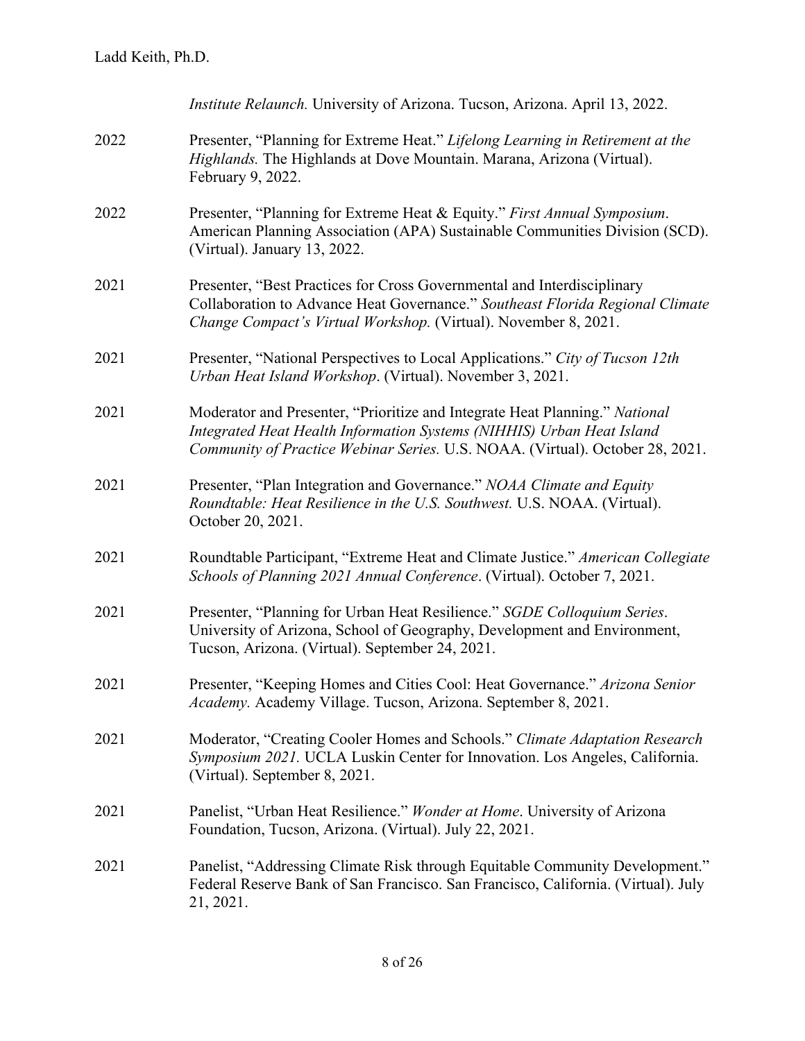*Institute Relaunch.* University of Arizona. Tucson, Arizona. April 13, 2022.

2022 Presenter, "Planning for Extreme Heat." *Lifelong Learning in Retirement at the Highlands.* The Highlands at Dove Mountain. Marana, Arizona (Virtual). February 9, 2022.

2022 Presenter, "Planning for Extreme Heat & Equity." *First Annual Symposium*. American Planning Association (APA) Sustainable Communities Division (SCD). (Virtual). January 13, 2022.

2021 Presenter, "Best Practices for Cross Governmental and Interdisciplinary Collaboration to Advance Heat Governance." *Southeast Florida Regional Climate Change Compact's Virtual Workshop.* (Virtual). November 8, 2021.

2021 Presenter, "National Perspectives to Local Applications." *City of Tucson 12th Urban Heat Island Workshop*. (Virtual). November 3, 2021.

2021 Moderator and Presenter, "Prioritize and Integrate Heat Planning." *National Integrated Heat Health Information Systems (NIHHIS) Urban Heat Island Community of Practice Webinar Series.* U.S. NOAA. (Virtual). October 28, 2021.

2021 Presenter, "Plan Integration and Governance." *NOAA Climate and Equity Roundtable: Heat Resilience in the U.S. Southwest.* U.S. NOAA. (Virtual). October 20, 2021.

2021 Roundtable Participant, "Extreme Heat and Climate Justice." *American Collegiate Schools of Planning 2021 Annual Conference*. (Virtual). October 7, 2021.

2021 Presenter, "Planning for Urban Heat Resilience." *SGDE Colloquium Series*. University of Arizona, School of Geography, Development and Environment, Tucson, Arizona. (Virtual). September 24, 2021.

2021 Presenter, "Keeping Homes and Cities Cool: Heat Governance." *Arizona Senior Academy.* Academy Village. Tucson, Arizona. September 8, 2021.

2021 Moderator, "Creating Cooler Homes and Schools." *Climate Adaptation Research Symposium 2021.* UCLA Luskin Center for Innovation. Los Angeles, California. (Virtual). September 8, 2021.

2021 Panelist, "Urban Heat Resilience." *Wonder at Home*. University of Arizona Foundation, Tucson, Arizona. (Virtual). July 22, 2021.

2021 Panelist, "Addressing Climate Risk through Equitable Community Development." Federal Reserve Bank of San Francisco. San Francisco, California. (Virtual). July 21, 2021.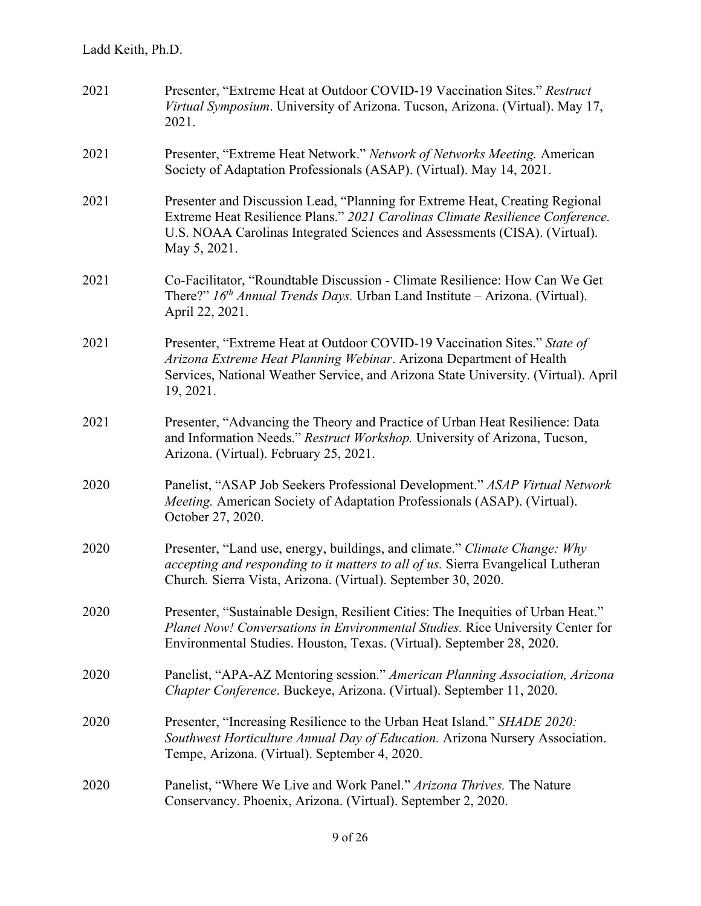2021 Presenter, "Extreme Heat at Outdoor COVID-19 Vaccination Sites." *Restruct Virtual Symposium*. University of Arizona. Tucson, Arizona. (Virtual). May 17, 2021.

2021 Presenter, "Extreme Heat Network." *Network of Networks Meeting.* American Society of Adaptation Professionals (ASAP). (Virtual). May 14, 2021.

2021 Presenter and Discussion Lead, "Planning for Extreme Heat, Creating Regional Extreme Heat Resilience Plans." *2021 Carolinas Climate Resilience Conference.* U.S. NOAA Carolinas Integrated Sciences and Assessments (CISA). (Virtual). May 5, 2021.

2021 Co-Facilitator, "Roundtable Discussion - Climate Resilience: How Can We Get There?" *16th Annual Trends Days.* Urban Land Institute – Arizona. (Virtual). April 22, 2021.

2021 Presenter, "Extreme Heat at Outdoor COVID-19 Vaccination Sites." *State of Arizona Extreme Heat Planning Webinar*. Arizona Department of Health Services, National Weather Service, and Arizona State University. (Virtual). April 19, 2021.

2021 Presenter, "Advancing the Theory and Practice of Urban Heat Resilience: Data and Information Needs." *Restruct Workshop.* University of Arizona, Tucson, Arizona. (Virtual). February 25, 2021.

2020 Panelist, "ASAP Job Seekers Professional Development." *ASAP Virtual Network Meeting.* American Society of Adaptation Professionals (ASAP). (Virtual). October 27, 2020.

2020 Presenter, "Land use, energy, buildings, and climate." *Climate Change: Why accepting and responding to it matters to all of us.* Sierra Evangelical Lutheran Church*.* Sierra Vista, Arizona. (Virtual). September 30, 2020.

2020 Presenter, "Sustainable Design, Resilient Cities: The Inequities of Urban Heat." *Planet Now! Conversations in Environmental Studies.* Rice University Center for Environmental Studies. Houston, Texas. (Virtual). September 28, 2020.

2020 Panelist, "APA-AZ Mentoring session." *American Planning Association, Arizona Chapter Conference*. Buckeye, Arizona. (Virtual). September 11, 2020.

2020 Presenter, "Increasing Resilience to the Urban Heat Island." *SHADE 2020: Southwest Horticulture Annual Day of Education.* Arizona Nursery Association. Tempe, Arizona. (Virtual). September 4, 2020.

2020 Panelist, "Where We Live and Work Panel." *Arizona Thrives.* The Nature Conservancy. Phoenix, Arizona. (Virtual). September 2, 2020.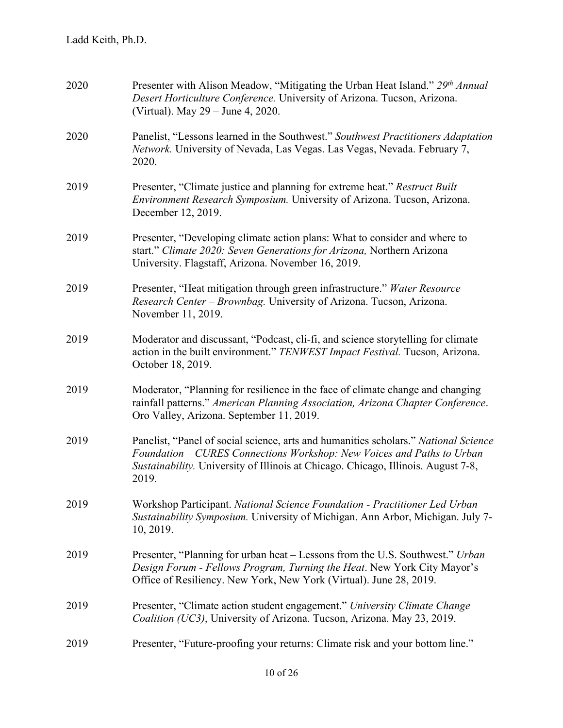2020 Presenter with Alison Meadow, "Mitigating the Urban Heat Island." *29th Annual Desert Horticulture Conference.* University of Arizona. Tucson, Arizona. (Virtual). May 29 – June 4, 2020.

2020 Panelist, "Lessons learned in the Southwest." *Southwest Practitioners Adaptation Network.* University of Nevada, Las Vegas. Las Vegas, Nevada. February 7, 2020.

2019 Presenter, "Climate justice and planning for extreme heat." *Restruct Built Environment Research Symposium.* University of Arizona. Tucson, Arizona. December 12, 2019.

2019 Presenter, "Developing climate action plans: What to consider and where to start." *Climate 2020: Seven Generations for Arizona,* Northern Arizona University. Flagstaff, Arizona. November 16, 2019.

2019 Presenter, "Heat mitigation through green infrastructure." *Water Resource Research Center – Brownbag.* University of Arizona. Tucson, Arizona. November 11, 2019.

2019 Moderator and discussant, "Podcast, cli-fi, and science storytelling for climate action in the built environment." *TENWEST Impact Festival.* Tucson, Arizona. October 18, 2019.

2019 Moderator, "Planning for resilience in the face of climate change and changing rainfall patterns." *American Planning Association, Arizona Chapter Conference*. Oro Valley, Arizona. September 11, 2019.

2019 Panelist, "Panel of social science, arts and humanities scholars." *National Science Foundation – CURES Connections Workshop: New Voices and Paths to Urban Sustainability.* University of Illinois at Chicago. Chicago, Illinois. August 7-8, 2019.

2019 Workshop Participant. *National Science Foundation - Practitioner Led Urban Sustainability Symposium.* University of Michigan. Ann Arbor, Michigan. July 7-10, 2019.

2019 Presenter, "Planning for urban heat – Lessons from the U.S. Southwest." *Urban Design Forum - Fellows Program, Turning the Heat*. New York City Mayor's Office of Resiliency. New York, New York (Virtual). June 28, 2019.

2019 Presenter, "Climate action student engagement." *University Climate Change Coalition (UC3)*, University of Arizona. Tucson, Arizona. May 23, 2019.

2019 Presenter, "Future-proofing your returns: Climate risk and your bottom line."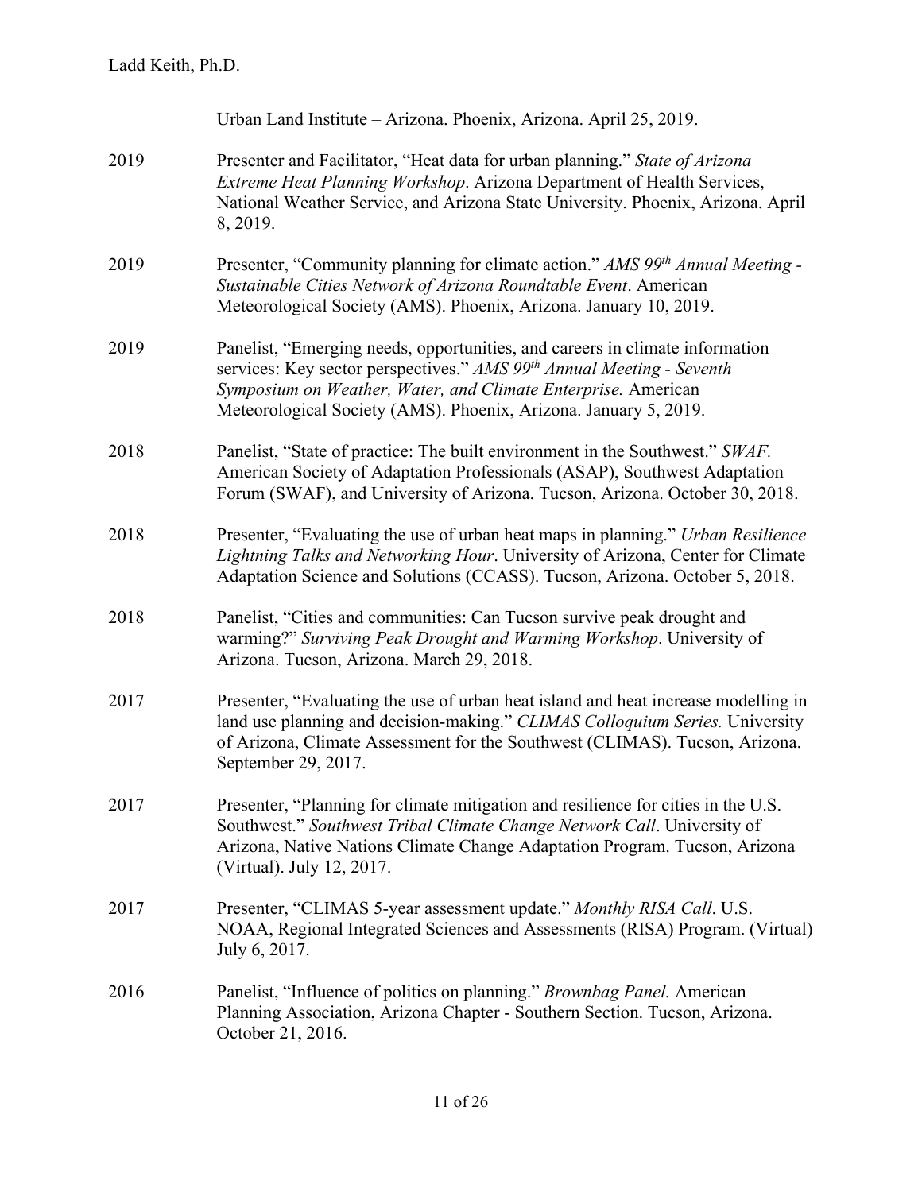Urban Land Institute – Arizona. Phoenix, Arizona. April 25, 2019.

2019 Presenter and Facilitator, "Heat data for urban planning." *State of Arizona Extreme Heat Planning Workshop*. Arizona Department of Health Services, National Weather Service, and Arizona State University. Phoenix, Arizona. April 8, 2019.

2019 Presenter, "Community planning for climate action." *AMS 99th Annual Meeting - Sustainable Cities Network of Arizona Roundtable Event*. American Meteorological Society (AMS). Phoenix, Arizona. January 10, 2019.

2019 Panelist, "Emerging needs, opportunities, and careers in climate information services: Key sector perspectives." *AMS 99th Annual Meeting - Seventh Symposium on Weather, Water, and Climate Enterprise.* American Meteorological Society (AMS). Phoenix, Arizona. January 5, 2019.

2018 Panelist, "State of practice: The built environment in the Southwest." *SWAF.* American Society of Adaptation Professionals (ASAP), Southwest Adaptation Forum (SWAF), and University of Arizona. Tucson, Arizona. October 30, 2018.

2018 Presenter, "Evaluating the use of urban heat maps in planning." *Urban Resilience Lightning Talks and Networking Hour*. University of Arizona, Center for Climate Adaptation Science and Solutions (CCASS). Tucson, Arizona. October 5, 2018.

2018 Panelist, "Cities and communities: Can Tucson survive peak drought and warming?" *Surviving Peak Drought and Warming Workshop*. University of Arizona. Tucson, Arizona. March 29, 2018.

2017 Presenter, "Evaluating the use of urban heat island and heat increase modelling in land use planning and decision-making." *CLIMAS Colloquium Series.* University of Arizona, Climate Assessment for the Southwest (CLIMAS). Tucson, Arizona. September 29, 2017.

2017 Presenter, "Planning for climate mitigation and resilience for cities in the U.S. Southwest." *Southwest Tribal Climate Change Network Call*. University of Arizona, Native Nations Climate Change Adaptation Program. Tucson, Arizona (Virtual). July 12, 2017.

2017 Presenter, "CLIMAS 5-year assessment update." *Monthly RISA Call*. U.S. NOAA, Regional Integrated Sciences and Assessments (RISA) Program. (Virtual) July 6, 2017.

2016 Panelist, "Influence of politics on planning." *Brownbag Panel.* American Planning Association, Arizona Chapter - Southern Section. Tucson, Arizona. October 21, 2016.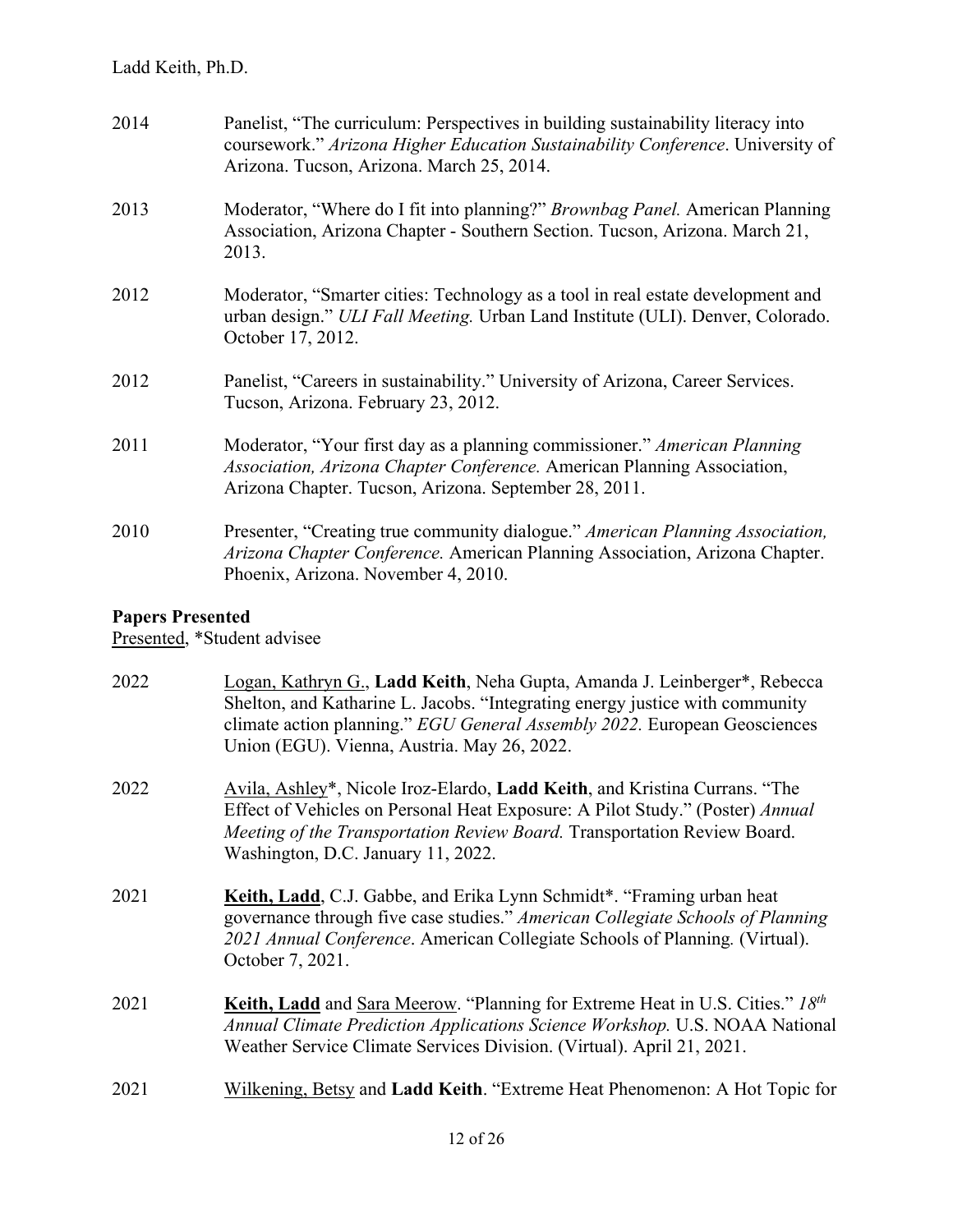2014 Panelist, “The curriculum: Perspectives in building sustainability literacy into coursework.” *Arizona Higher Education Sustainability Conference*. University of Arizona. Tucson, Arizona. March 25, 2014.

2013 Moderator, “Where do I fit into planning?” *Brownbag Panel.* American Planning Association, Arizona Chapter - Southern Section. Tucson, Arizona. March 21, 2013.

2012 Moderator, “Smarter cities: Technology as a tool in real estate development and urban design.” *ULI Fall Meeting.* Urban Land Institute (ULI). Denver, Colorado. October 17, 2012.

2012 Panelist, “Careers in sustainability.” University of Arizona, Career Services. Tucson, Arizona. February 23, 2012.

2011 Moderator, “Your first day as a planning commissioner.” *American Planning Association, Arizona Chapter Conference.* American Planning Association, Arizona Chapter. Tucson, Arizona. September 28, 2011.

2010 Presenter, “Creating true community dialogue.” *American Planning Association, Arizona Chapter Conference.* American Planning Association, Arizona Chapter. Phoenix, Arizona. November 4, 2010.

**Papers Presented**

<u>Presented</u>, *Student advisee

2022 <u>Logan, Kathryn G.</u>, **Ladd Keith**, Neha Gupta, Amanda J. Leinberger*, Rebecca Shelton, and Katharine L. Jacobs. “Integrating energy justice with community climate action planning.” *EGU General Assembly 2022.* European Geosciences Union (EGU). Vienna, Austria. May 26, 2022.

2022 <u>Avila, Ashley</u>*, Nicole Iroz-Elardo, **Ladd Keith**, and Kristina Currans. “The Effect of Vehicles on Personal Heat Exposure: A Pilot Study.” (Poster) *Annual Meeting of the Transportation Review Board.* Transportation Review Board. Washington, D.C. January 11, 2022.

2021 <u>**Keith, Ladd**</u>, C.J. Gabbe, and Erika Lynn Schmidt*. “Framing urban heat governance through five case studies.” *American Collegiate Schools of Planning 2021 Annual Conference*. American Collegiate Schools of Planning. (Virtual). October 7, 2021.

2021 <u>**Keith, Ladd**</u> and <u>Sara Meerow</u>. “Planning for Extreme Heat in U.S. Cities.” *18th Annual Climate Prediction Applications Science Workshop.* U.S. NOAA National Weather Service Climate Services Division. (Virtual). April 21, 2021.

2021 <u>Wilkening, Betsy</u> and **Ladd Keith**. “Extreme Heat Phenomenon: A Hot Topic for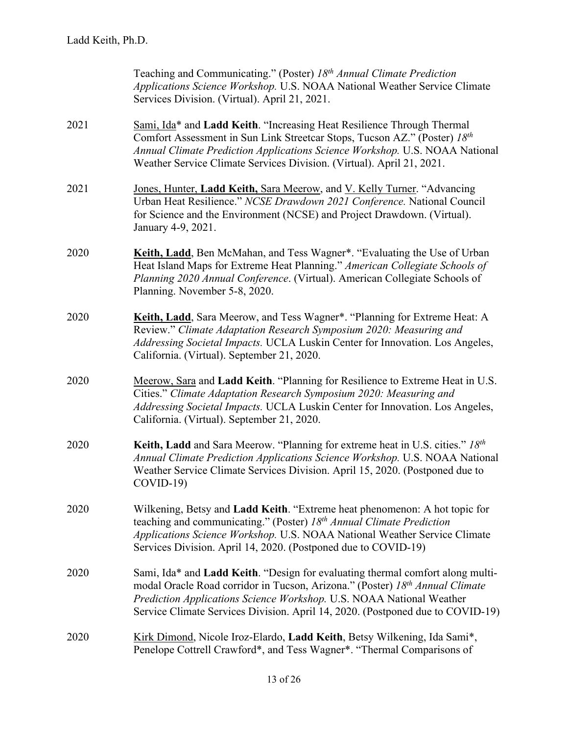Teaching and Communicating." (Poster) *18th Annual Climate Prediction Applications Science Workshop.* U.S. NOAA National Weather Service Climate Services Division. (Virtual). April 21, 2021.

2021 Sami, Ida* and **Ladd Keith**. "Increasing Heat Resilience Through Thermal Comfort Assessment in Sun Link Streetcar Stops, Tucson AZ." (Poster) *18th Annual Climate Prediction Applications Science Workshop.* U.S. NOAA National Weather Service Climate Services Division. (Virtual). April 21, 2021.

2021 Jones, Hunter, **Ladd Keith,** Sara Meerow, and V. Kelly Turner. "Advancing Urban Heat Resilience." *NCSE Drawdown 2021 Conference.* National Council for Science and the Environment (NCSE) and Project Drawdown. (Virtual). January 4-9, 2021.

2020 **Keith, Ladd**, Ben McMahan, and Tess Wagner*. "Evaluating the Use of Urban Heat Island Maps for Extreme Heat Planning." *American Collegiate Schools of Planning 2020 Annual Conference*. (Virtual). American Collegiate Schools of Planning. November 5-8, 2020.

2020 **Keith, Ladd**, Sara Meerow, and Tess Wagner*. "Planning for Extreme Heat: A Review." *Climate Adaptation Research Symposium 2020: Measuring and Addressing Societal Impacts.* UCLA Luskin Center for Innovation. Los Angeles, California. (Virtual). September 21, 2020.

2020 Meerow, Sara and **Ladd Keith**. "Planning for Resilience to Extreme Heat in U.S. Cities." *Climate Adaptation Research Symposium 2020: Measuring and Addressing Societal Impacts.* UCLA Luskin Center for Innovation. Los Angeles, California. (Virtual). September 21, 2020.

2020 **Keith, Ladd** and Sara Meerow. "Planning for extreme heat in U.S. cities." *18th Annual Climate Prediction Applications Science Workshop.* U.S. NOAA National Weather Service Climate Services Division. April 15, 2020. (Postponed due to COVID-19)

2020 Wilkening, Betsy and **Ladd Keith**. "Extreme heat phenomenon: A hot topic for teaching and communicating." (Poster) *18th Annual Climate Prediction Applications Science Workshop.* U.S. NOAA National Weather Service Climate Services Division. April 14, 2020. (Postponed due to COVID-19)

2020 Sami, Ida* and **Ladd Keith**. "Design for evaluating thermal comfort along multi-modal Oracle Road corridor in Tucson, Arizona." (Poster) *18th Annual Climate Prediction Applications Science Workshop.* U.S. NOAA National Weather Service Climate Services Division. April 14, 2020. (Postponed due to COVID-19)

2020 Kirk Dimond, Nicole Iroz-Elardo, **Ladd Keith**, Betsy Wilkening, Ida Sami*, Penelope Cottrell Crawford*, and Tess Wagner*. "Thermal Comparisons of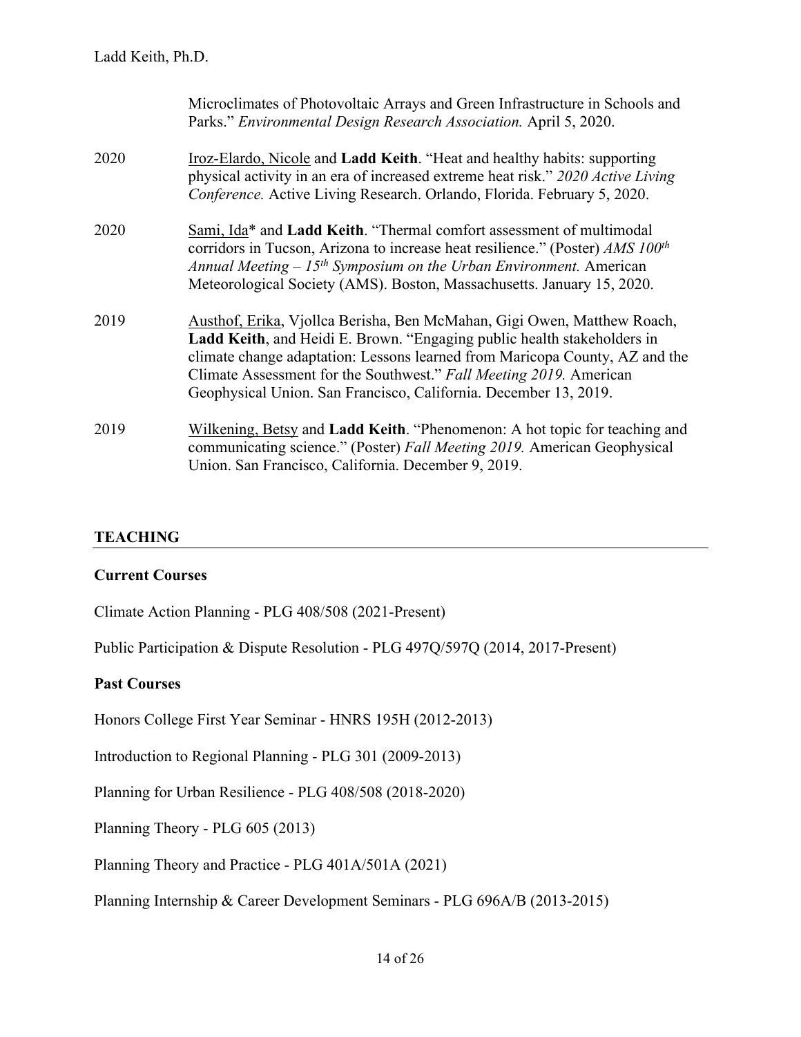Microclimates of Photovoltaic Arrays and Green Infrastructure in Schools and Parks." *Environmental Design Research Association.* April 5, 2020.

2020 Iroz-Elardo, Nicole and **Ladd Keith**. "Heat and healthy habits: supporting physical activity in an era of increased extreme heat risk." *2020 Active Living Conference.* Active Living Research. Orlando, Florida. February 5, 2020.

2020 Sami, Ida* and **Ladd Keith**. "Thermal comfort assessment of multimodal corridors in Tucson, Arizona to increase heat resilience." (Poster) *AMS 100th Annual Meeting – 15th Symposium on the Urban Environment.* American Meteorological Society (AMS). Boston, Massachusetts. January 15, 2020.

2019 Austhof, Erika, Vjollca Berisha, Ben McMahan, Gigi Owen, Matthew Roach, **Ladd Keith**, and Heidi E. Brown. "Engaging public health stakeholders in climate change adaptation: Lessons learned from Maricopa County, AZ and the Climate Assessment for the Southwest." *Fall Meeting 2019.* American Geophysical Union. San Francisco, California. December 13, 2019.

2019 Wilkening, Betsy and **Ladd Keith**. "Phenomenon: A hot topic for teaching and communicating science." (Poster) *Fall Meeting 2019.* American Geophysical Union. San Francisco, California. December 9, 2019.

## TEACHING

### Current Courses

Climate Action Planning - PLG 408/508 (2021-Present)

Public Participation & Dispute Resolution - PLG 497Q/597Q (2014, 2017-Present)

### Past Courses

Honors College First Year Seminar - HNRS 195H (2012-2013)

Introduction to Regional Planning - PLG 301 (2009-2013)

Planning for Urban Resilience - PLG 408/508 (2018-2020)

Planning Theory - PLG 605 (2013)

Planning Theory and Practice - PLG 401A/501A (2021)

Planning Internship & Career Development Seminars - PLG 696A/B (2013-2015)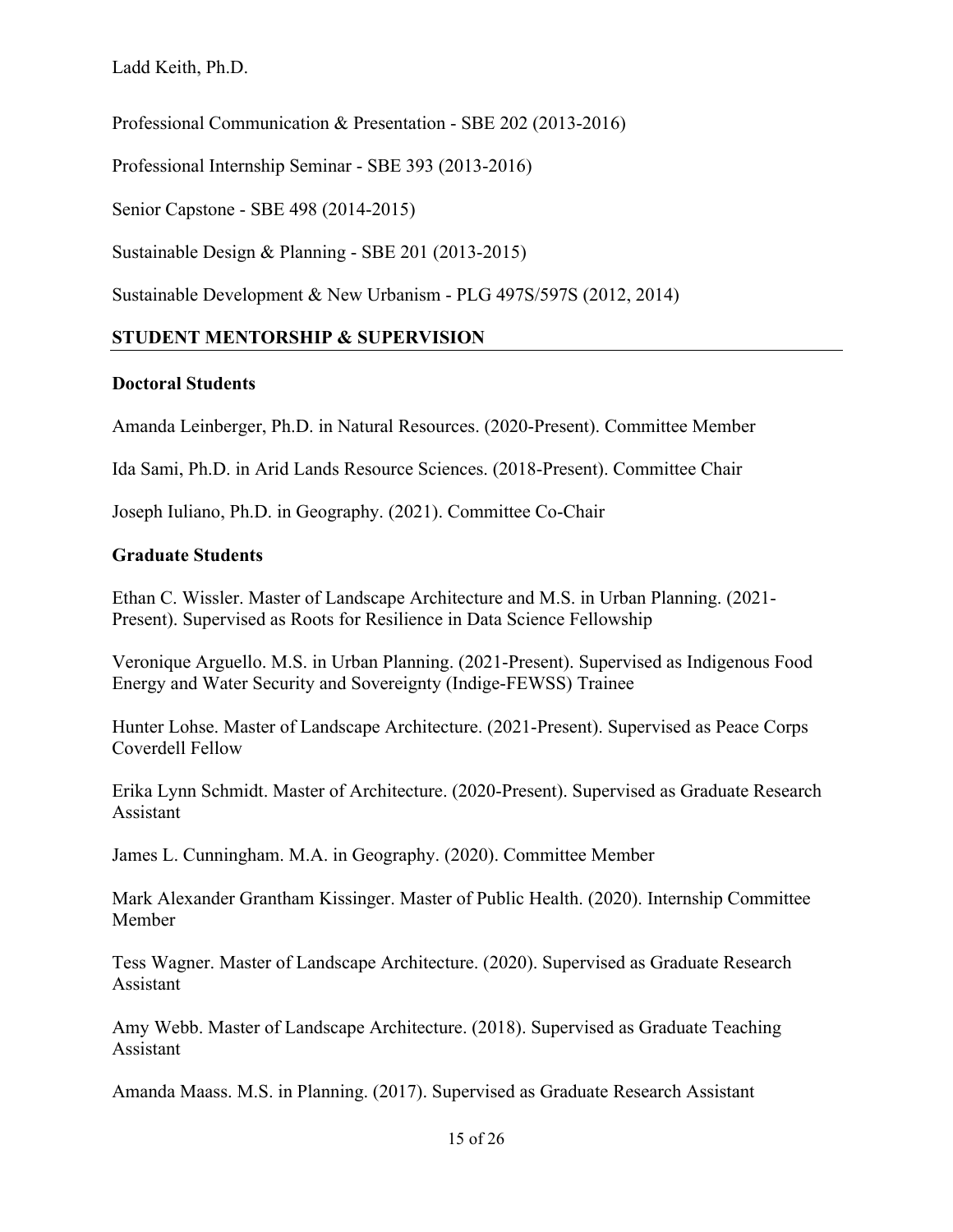Professional Communication & Presentation - SBE 202 (2013-2016)

Professional Internship Seminar - SBE 393 (2013-2016)

Senior Capstone - SBE 498 (2014-2015)

Sustainable Design & Planning - SBE 201 (2013-2015)

Sustainable Development & New Urbanism - PLG 497S/597S (2012, 2014)

## STUDENT MENTORSHIP & SUPERVISION

### Doctoral Students

Amanda Leinberger, Ph.D. in Natural Resources. (2020-Present). Committee Member

Ida Sami, Ph.D. in Arid Lands Resource Sciences. (2018-Present). Committee Chair

Joseph Iuliano, Ph.D. in Geography. (2021). Committee Co-Chair

### Graduate Students

Ethan C. Wissler. Master of Landscape Architecture and M.S. in Urban Planning. (2021-Present). Supervised as Roots for Resilience in Data Science Fellowship

Veronique Arguello. M.S. in Urban Planning. (2021-Present). Supervised as Indigenous Food Energy and Water Security and Sovereignty (Indige-FEWSS) Trainee

Hunter Lohse. Master of Landscape Architecture. (2021-Present). Supervised as Peace Corps Coverdell Fellow

Erika Lynn Schmidt. Master of Architecture. (2020-Present). Supervised as Graduate Research Assistant

James L. Cunningham. M.A. in Geography. (2020). Committee Member

Mark Alexander Grantham Kissinger. Master of Public Health. (2020). Internship Committee Member

Tess Wagner. Master of Landscape Architecture. (2020). Supervised as Graduate Research Assistant

Amy Webb. Master of Landscape Architecture. (2018). Supervised as Graduate Teaching Assistant

Amanda Maass. M.S. in Planning. (2017). Supervised as Graduate Research Assistant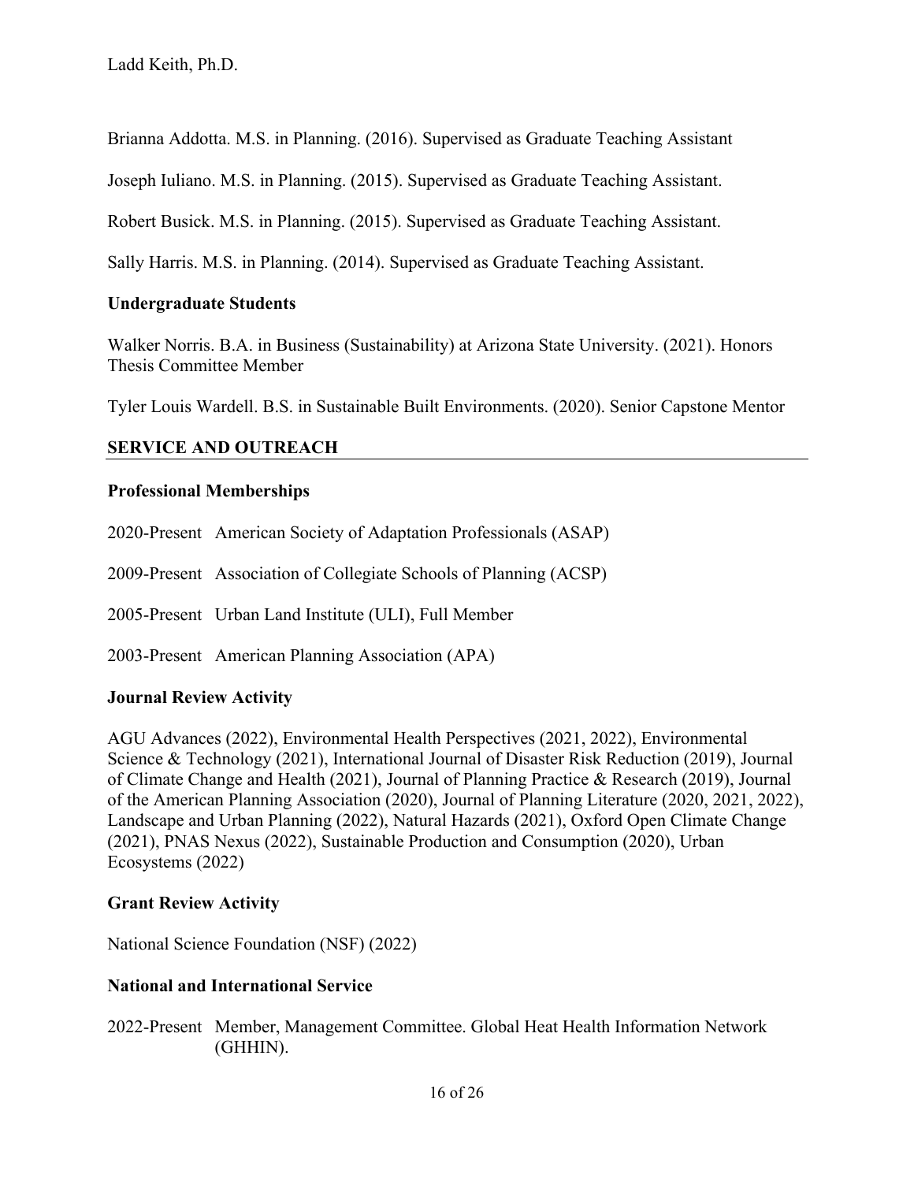Brianna Addotta. M.S. in Planning. (2016). Supervised as Graduate Teaching Assistant

Joseph Iuliano. M.S. in Planning. (2015). Supervised as Graduate Teaching Assistant.

Robert Busick. M.S. in Planning. (2015). Supervised as Graduate Teaching Assistant.

Sally Harris. M.S. in Planning. (2014). Supervised as Graduate Teaching Assistant.

### Undergraduate Students

Walker Norris. B.A. in Business (Sustainability) at Arizona State University. (2021). Honors Thesis Committee Member

Tyler Louis Wardell. B.S. in Sustainable Built Environments. (2020). Senior Capstone Mentor

## SERVICE AND OUTREACH

### Professional Memberships

2020-Present American Society of Adaptation Professionals (ASAP)

2009-Present Association of Collegiate Schools of Planning (ACSP)

2005-Present Urban Land Institute (ULI), Full Member

2003-Present American Planning Association (APA)

### Journal Review Activity

AGU Advances (2022), Environmental Health Perspectives (2021, 2022), Environmental Science & Technology (2021), International Journal of Disaster Risk Reduction (2019), Journal of Climate Change and Health (2021), Journal of Planning Practice & Research (2019), Journal of the American Planning Association (2020), Journal of Planning Literature (2020, 2021, 2022), Landscape and Urban Planning (2022), Natural Hazards (2021), Oxford Open Climate Change (2021), PNAS Nexus (2022), Sustainable Production and Consumption (2020), Urban Ecosystems (2022)

### Grant Review Activity

National Science Foundation (NSF) (2022)

### National and International Service

2022-Present Member, Management Committee. Global Heat Health Information Network (GHHIN).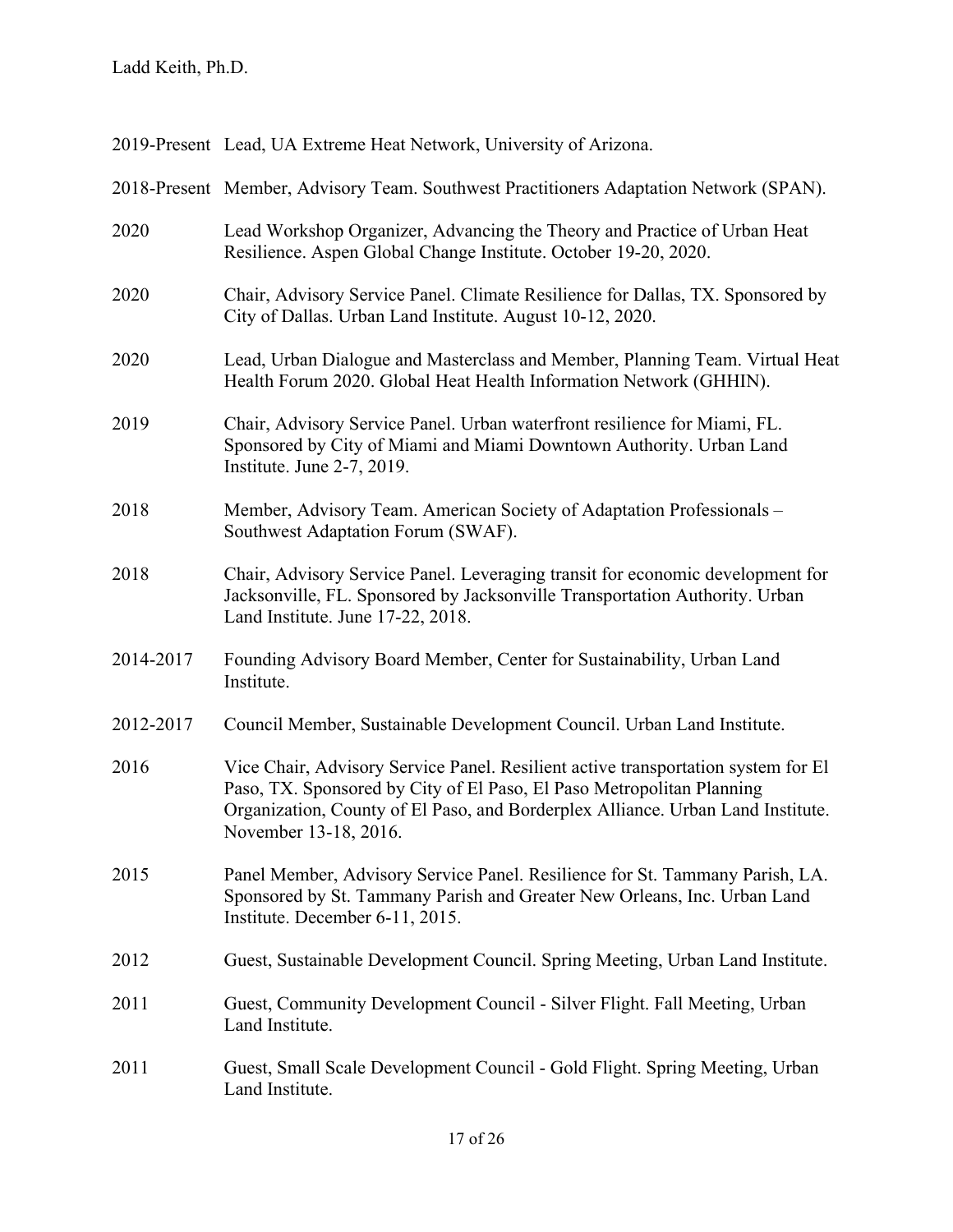2019-Present Lead, UA Extreme Heat Network, University of Arizona.

2018-Present Member, Advisory Team. Southwest Practitioners Adaptation Network (SPAN).

2020 Lead Workshop Organizer, Advancing the Theory and Practice of Urban Heat Resilience. Aspen Global Change Institute. October 19-20, 2020.

2020 Chair, Advisory Service Panel. Climate Resilience for Dallas, TX. Sponsored by City of Dallas. Urban Land Institute. August 10-12, 2020.

2020 Lead, Urban Dialogue and Masterclass and Member, Planning Team. Virtual Heat Health Forum 2020. Global Heat Health Information Network (GHHIN).

2019 Chair, Advisory Service Panel. Urban waterfront resilience for Miami, FL. Sponsored by City of Miami and Miami Downtown Authority. Urban Land Institute. June 2-7, 2019.

2018 Member, Advisory Team. American Society of Adaptation Professionals – Southwest Adaptation Forum (SWAF).

2018 Chair, Advisory Service Panel. Leveraging transit for economic development for Jacksonville, FL. Sponsored by Jacksonville Transportation Authority. Urban Land Institute. June 17-22, 2018.

2014-2017 Founding Advisory Board Member, Center for Sustainability, Urban Land Institute.

2012-2017 Council Member, Sustainable Development Council. Urban Land Institute.

2016 Vice Chair, Advisory Service Panel. Resilient active transportation system for El Paso, TX. Sponsored by City of El Paso, El Paso Metropolitan Planning Organization, County of El Paso, and Borderplex Alliance. Urban Land Institute. November 13-18, 2016.

2015 Panel Member, Advisory Service Panel. Resilience for St. Tammany Parish, LA. Sponsored by St. Tammany Parish and Greater New Orleans, Inc. Urban Land Institute. December 6-11, 2015.

2012 Guest, Sustainable Development Council. Spring Meeting, Urban Land Institute.

2011 Guest, Community Development Council - Silver Flight. Fall Meeting, Urban Land Institute.

2011 Guest, Small Scale Development Council - Gold Flight. Spring Meeting, Urban Land Institute.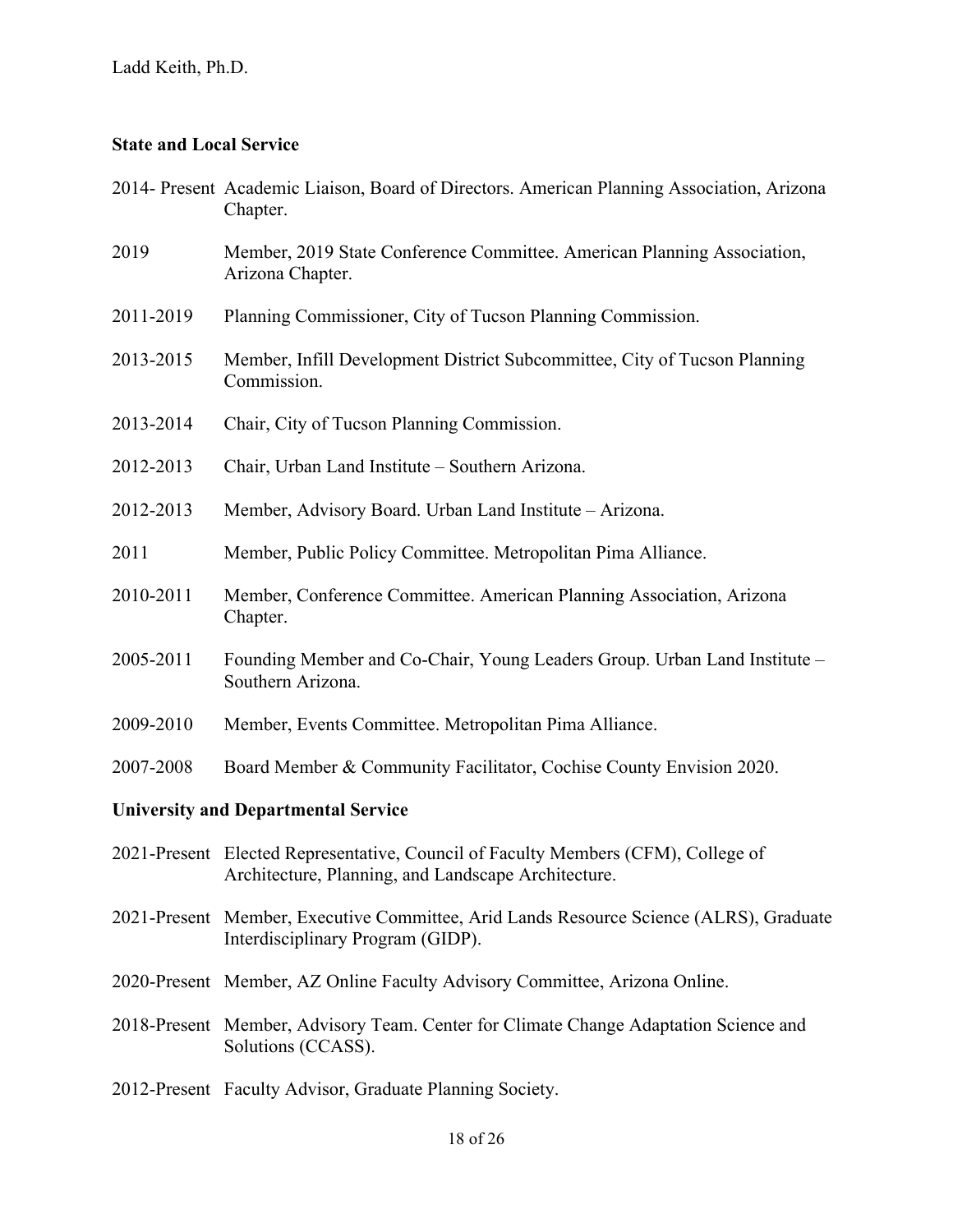### State and Local Service

2014- Present Academic Liaison, Board of Directors. American Planning Association, Arizona Chapter.

2019 Member, 2019 State Conference Committee. American Planning Association, Arizona Chapter.

2011-2019 Planning Commissioner, City of Tucson Planning Commission.

2013-2015 Member, Infill Development District Subcommittee, City of Tucson Planning Commission.

2013-2014 Chair, City of Tucson Planning Commission.

2012-2013 Chair, Urban Land Institute – Southern Arizona.

2012-2013 Member, Advisory Board. Urban Land Institute – Arizona.

2011 Member, Public Policy Committee. Metropolitan Pima Alliance.

2010-2011 Member, Conference Committee. American Planning Association, Arizona Chapter.

2005-2011 Founding Member and Co-Chair, Young Leaders Group. Urban Land Institute – Southern Arizona.

2009-2010 Member, Events Committee. Metropolitan Pima Alliance.

2007-2008 Board Member & Community Facilitator, Cochise County Envision 2020.

### University and Departmental Service

2021-Present Elected Representative, Council of Faculty Members (CFM), College of Architecture, Planning, and Landscape Architecture.

2021-Present Member, Executive Committee, Arid Lands Resource Science (ALRS), Graduate Interdisciplinary Program (GIDP).

2020-Present Member, AZ Online Faculty Advisory Committee, Arizona Online.

2018-Present Member, Advisory Team. Center for Climate Change Adaptation Science and Solutions (CCASS).

2012-Present Faculty Advisor, Graduate Planning Society.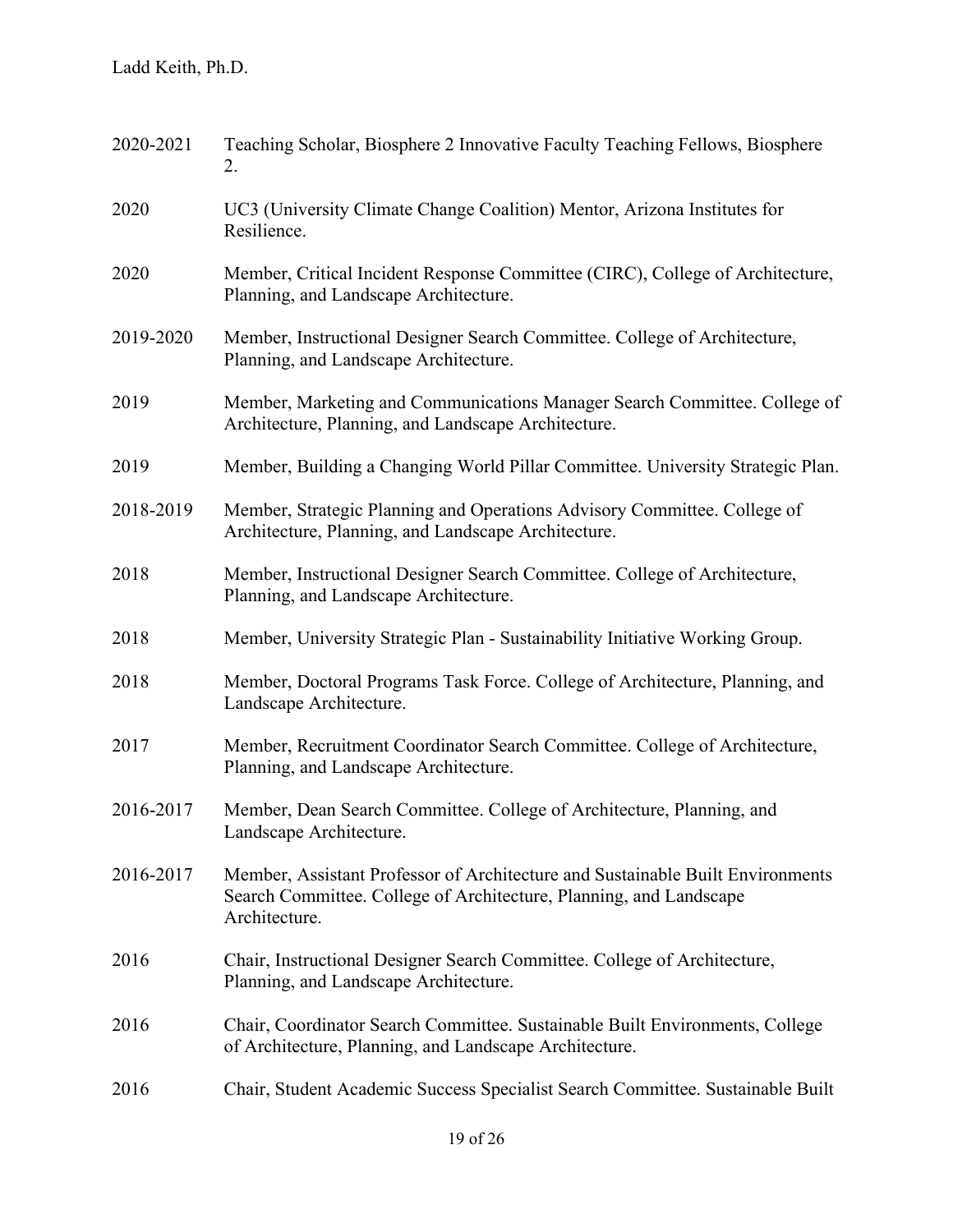2020-2021 Teaching Scholar, Biosphere 2 Innovative Faculty Teaching Fellows, Biosphere 2.

2020 UC3 (University Climate Change Coalition) Mentor, Arizona Institutes for Resilience.

2020 Member, Critical Incident Response Committee (CIRC), College of Architecture, Planning, and Landscape Architecture.

2019-2020 Member, Instructional Designer Search Committee. College of Architecture, Planning, and Landscape Architecture.

2019 Member, Marketing and Communications Manager Search Committee. College of Architecture, Planning, and Landscape Architecture.

2019 Member, Building a Changing World Pillar Committee. University Strategic Plan.

2018-2019 Member, Strategic Planning and Operations Advisory Committee. College of Architecture, Planning, and Landscape Architecture.

2018 Member, Instructional Designer Search Committee. College of Architecture, Planning, and Landscape Architecture.

2018 Member, University Strategic Plan - Sustainability Initiative Working Group.

2018 Member, Doctoral Programs Task Force. College of Architecture, Planning, and Landscape Architecture.

2017 Member, Recruitment Coordinator Search Committee. College of Architecture, Planning, and Landscape Architecture.

2016-2017 Member, Dean Search Committee. College of Architecture, Planning, and Landscape Architecture.

2016-2017 Member, Assistant Professor of Architecture and Sustainable Built Environments Search Committee. College of Architecture, Planning, and Landscape Architecture.

2016 Chair, Instructional Designer Search Committee. College of Architecture, Planning, and Landscape Architecture.

2016 Chair, Coordinator Search Committee. Sustainable Built Environments, College of Architecture, Planning, and Landscape Architecture.

2016 Chair, Student Academic Success Specialist Search Committee. Sustainable Built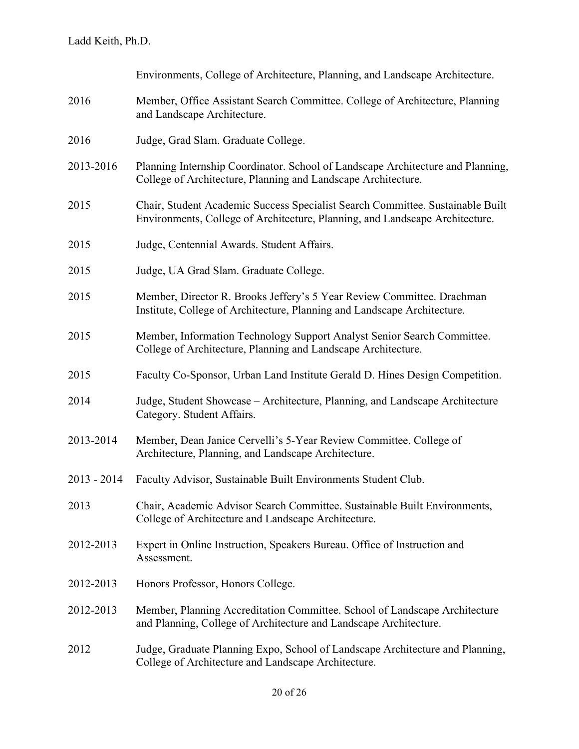Environments, College of Architecture, Planning, and Landscape Architecture.

2016 Member, Office Assistant Search Committee. College of Architecture, Planning and Landscape Architecture.

2016 Judge, Grad Slam. Graduate College.

2013-2016 Planning Internship Coordinator. School of Landscape Architecture and Planning, College of Architecture, Planning and Landscape Architecture.

2015 Chair, Student Academic Success Specialist Search Committee. Sustainable Built Environments, College of Architecture, Planning, and Landscape Architecture.

2015 Judge, Centennial Awards. Student Affairs.

2015 Judge, UA Grad Slam. Graduate College.

2015 Member, Director R. Brooks Jeffery's 5 Year Review Committee. Drachman Institute, College of Architecture, Planning and Landscape Architecture.

2015 Member, Information Technology Support Analyst Senior Search Committee. College of Architecture, Planning and Landscape Architecture.

2015 Faculty Co-Sponsor, Urban Land Institute Gerald D. Hines Design Competition.

2014 Judge, Student Showcase – Architecture, Planning, and Landscape Architecture Category. Student Affairs.

2013-2014 Member, Dean Janice Cervelli's 5-Year Review Committee. College of Architecture, Planning, and Landscape Architecture.

2013 - 2014 Faculty Advisor, Sustainable Built Environments Student Club.

2013 Chair, Academic Advisor Search Committee. Sustainable Built Environments, College of Architecture and Landscape Architecture.

2012-2013 Expert in Online Instruction, Speakers Bureau. Office of Instruction and Assessment.

2012-2013 Honors Professor, Honors College.

2012-2013 Member, Planning Accreditation Committee. School of Landscape Architecture and Planning, College of Architecture and Landscape Architecture.

2012 Judge, Graduate Planning Expo, School of Landscape Architecture and Planning, College of Architecture and Landscape Architecture.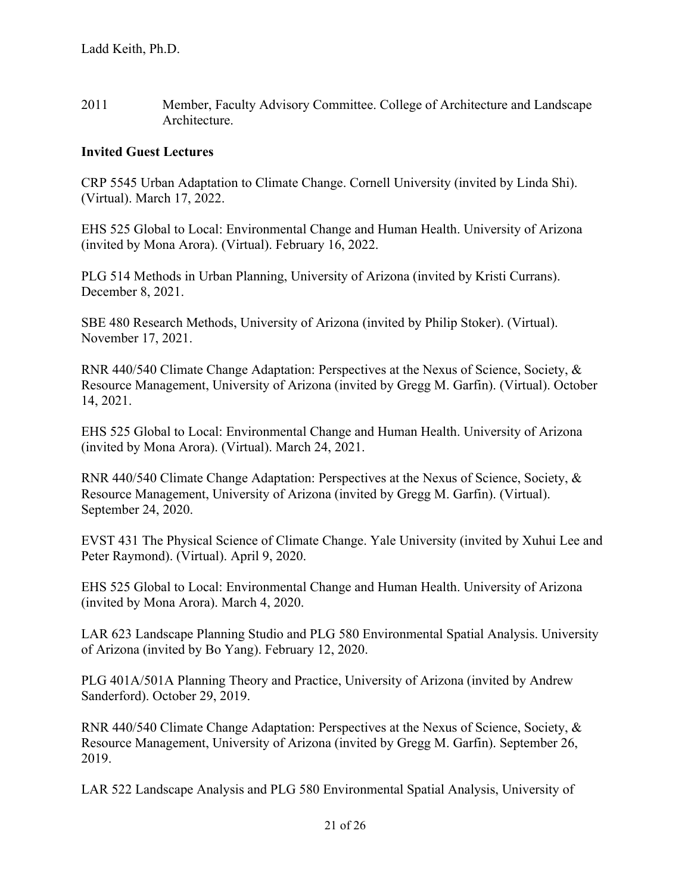2011 Member, Faculty Advisory Committee. College of Architecture and Landscape Architecture.

**Invited Guest Lectures**

CRP 5545 Urban Adaptation to Climate Change. Cornell University (invited by Linda Shi). (Virtual). March 17, 2022.

EHS 525 Global to Local: Environmental Change and Human Health. University of Arizona (invited by Mona Arora). (Virtual). February 16, 2022.

PLG 514 Methods in Urban Planning, University of Arizona (invited by Kristi Currans). December 8, 2021.

SBE 480 Research Methods, University of Arizona (invited by Philip Stoker). (Virtual). November 17, 2021.

RNR 440/540 Climate Change Adaptation: Perspectives at the Nexus of Science, Society, & Resource Management, University of Arizona (invited by Gregg M. Garfin). (Virtual). October 14, 2021.

EHS 525 Global to Local: Environmental Change and Human Health. University of Arizona (invited by Mona Arora). (Virtual). March 24, 2021.

RNR 440/540 Climate Change Adaptation: Perspectives at the Nexus of Science, Society, & Resource Management, University of Arizona (invited by Gregg M. Garfin). (Virtual). September 24, 2020.

EVST 431 The Physical Science of Climate Change. Yale University (invited by Xuhui Lee and Peter Raymond). (Virtual). April 9, 2020.

EHS 525 Global to Local: Environmental Change and Human Health. University of Arizona (invited by Mona Arora). March 4, 2020.

LAR 623 Landscape Planning Studio and PLG 580 Environmental Spatial Analysis. University of Arizona (invited by Bo Yang). February 12, 2020.

PLG 401A/501A Planning Theory and Practice, University of Arizona (invited by Andrew Sanderford). October 29, 2019.

RNR 440/540 Climate Change Adaptation: Perspectives at the Nexus of Science, Society, & Resource Management, University of Arizona (invited by Gregg M. Garfin). September 26, 2019.

LAR 522 Landscape Analysis and PLG 580 Environmental Spatial Analysis, University of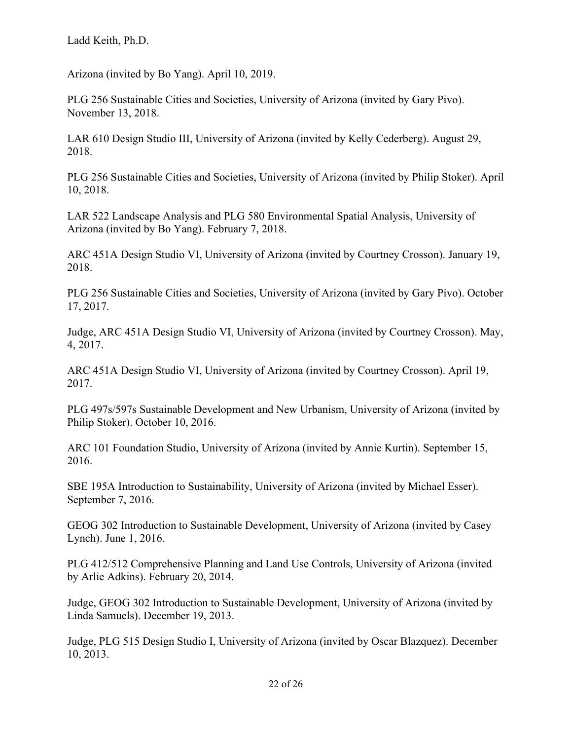Arizona (invited by Bo Yang). April 10, 2019.

PLG 256 Sustainable Cities and Societies, University of Arizona (invited by Gary Pivo). November 13, 2018.

LAR 610 Design Studio III, University of Arizona (invited by Kelly Cederberg). August 29, 2018.

PLG 256 Sustainable Cities and Societies, University of Arizona (invited by Philip Stoker). April 10, 2018.

LAR 522 Landscape Analysis and PLG 580 Environmental Spatial Analysis, University of Arizona (invited by Bo Yang). February 7, 2018.

ARC 451A Design Studio VI, University of Arizona (invited by Courtney Crosson). January 19, 2018.

PLG 256 Sustainable Cities and Societies, University of Arizona (invited by Gary Pivo). October 17, 2017.

Judge, ARC 451A Design Studio VI, University of Arizona (invited by Courtney Crosson). May, 4, 2017.

ARC 451A Design Studio VI, University of Arizona (invited by Courtney Crosson). April 19, 2017.

PLG 497s/597s Sustainable Development and New Urbanism, University of Arizona (invited by Philip Stoker). October 10, 2016.

ARC 101 Foundation Studio, University of Arizona (invited by Annie Kurtin). September 15, 2016.

SBE 195A Introduction to Sustainability, University of Arizona (invited by Michael Esser). September 7, 2016.

GEOG 302 Introduction to Sustainable Development, University of Arizona (invited by Casey Lynch). June 1, 2016.

PLG 412/512 Comprehensive Planning and Land Use Controls, University of Arizona (invited by Arlie Adkins). February 20, 2014.

Judge, GEOG 302 Introduction to Sustainable Development, University of Arizona (invited by Linda Samuels). December 19, 2013.

Judge, PLG 515 Design Studio I, University of Arizona (invited by Oscar Blazquez). December 10, 2013.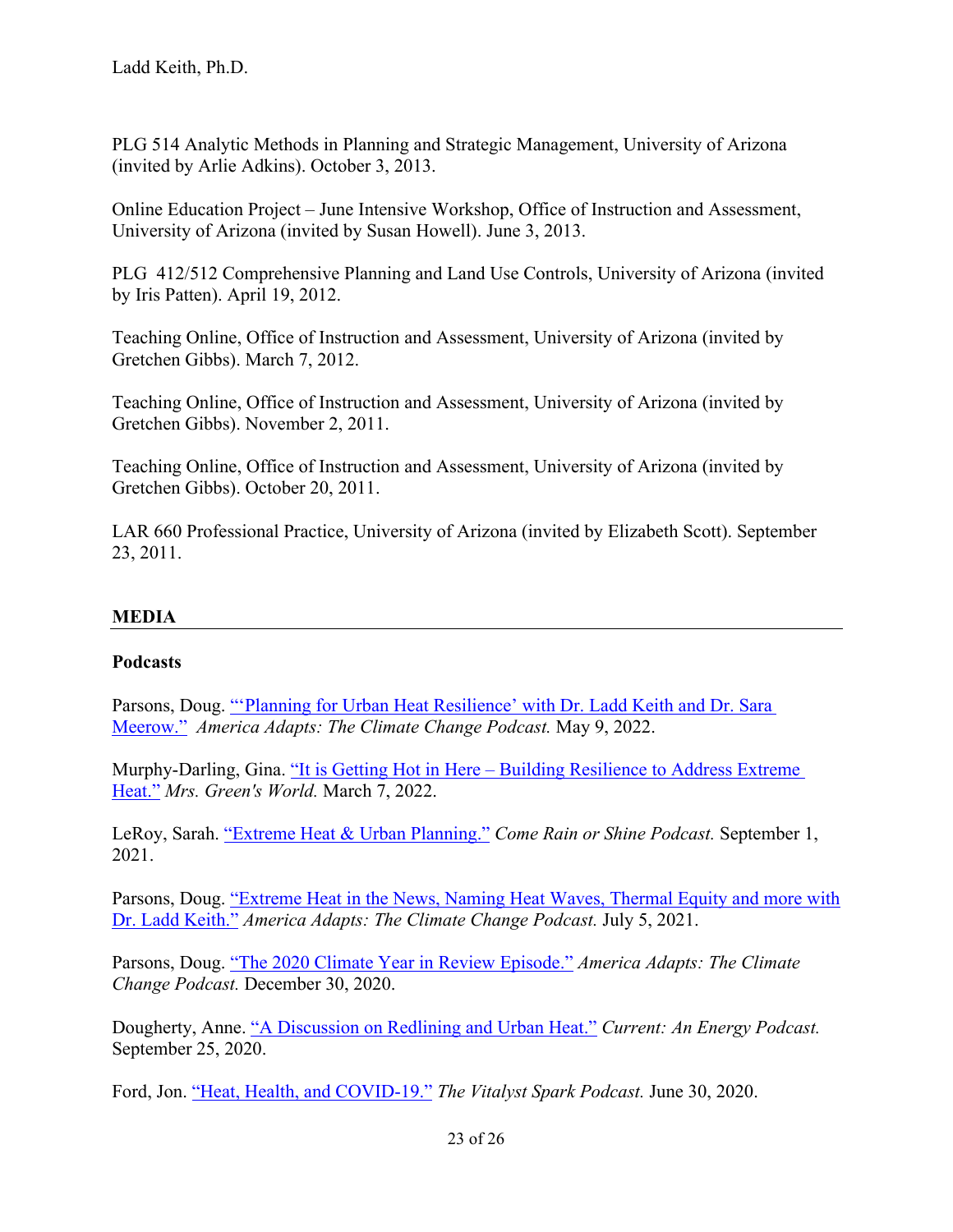PLG 514 Analytic Methods in Planning and Strategic Management, University of Arizona (invited by Arlie Adkins). October 3, 2013.

Online Education Project – June Intensive Workshop, Office of Instruction and Assessment, University of Arizona (invited by Susan Howell). June 3, 2013.

PLG 412/512 Comprehensive Planning and Land Use Controls, University of Arizona (invited by Iris Patten). April 19, 2012.

Teaching Online, Office of Instruction and Assessment, University of Arizona (invited by Gretchen Gibbs). March 7, 2012.

Teaching Online, Office of Instruction and Assessment, University of Arizona (invited by Gretchen Gibbs). November 2, 2011.

Teaching Online, Office of Instruction and Assessment, University of Arizona (invited by Gretchen Gibbs). October 20, 2011.

LAR 660 Professional Practice, University of Arizona (invited by Elizabeth Scott). September 23, 2011.

## MEDIA

### Podcasts

Parsons, Doug. "'Planning for Urban Heat Resilience' with Dr. Ladd Keith and Dr. Sara Meerow." *America Adapts: The Climate Change Podcast.* May 9, 2022.

Murphy-Darling, Gina. "It is Getting Hot in Here – Building Resilience to Address Extreme Heat." *Mrs. Green's World.* March 7, 2022.

LeRoy, Sarah. "Extreme Heat & Urban Planning." *Come Rain or Shine Podcast.* September 1, 2021.

Parsons, Doug. "Extreme Heat in the News, Naming Heat Waves, Thermal Equity and more with Dr. Ladd Keith." *America Adapts: The Climate Change Podcast.* July 5, 2021.

Parsons, Doug. "The 2020 Climate Year in Review Episode." *America Adapts: The Climate Change Podcast.* December 30, 2020.

Dougherty, Anne. "A Discussion on Redlining and Urban Heat." *Current: An Energy Podcast.* September 25, 2020.

Ford, Jon. "Heat, Health, and COVID-19." *The Vitalyst Spark Podcast.* June 30, 2020.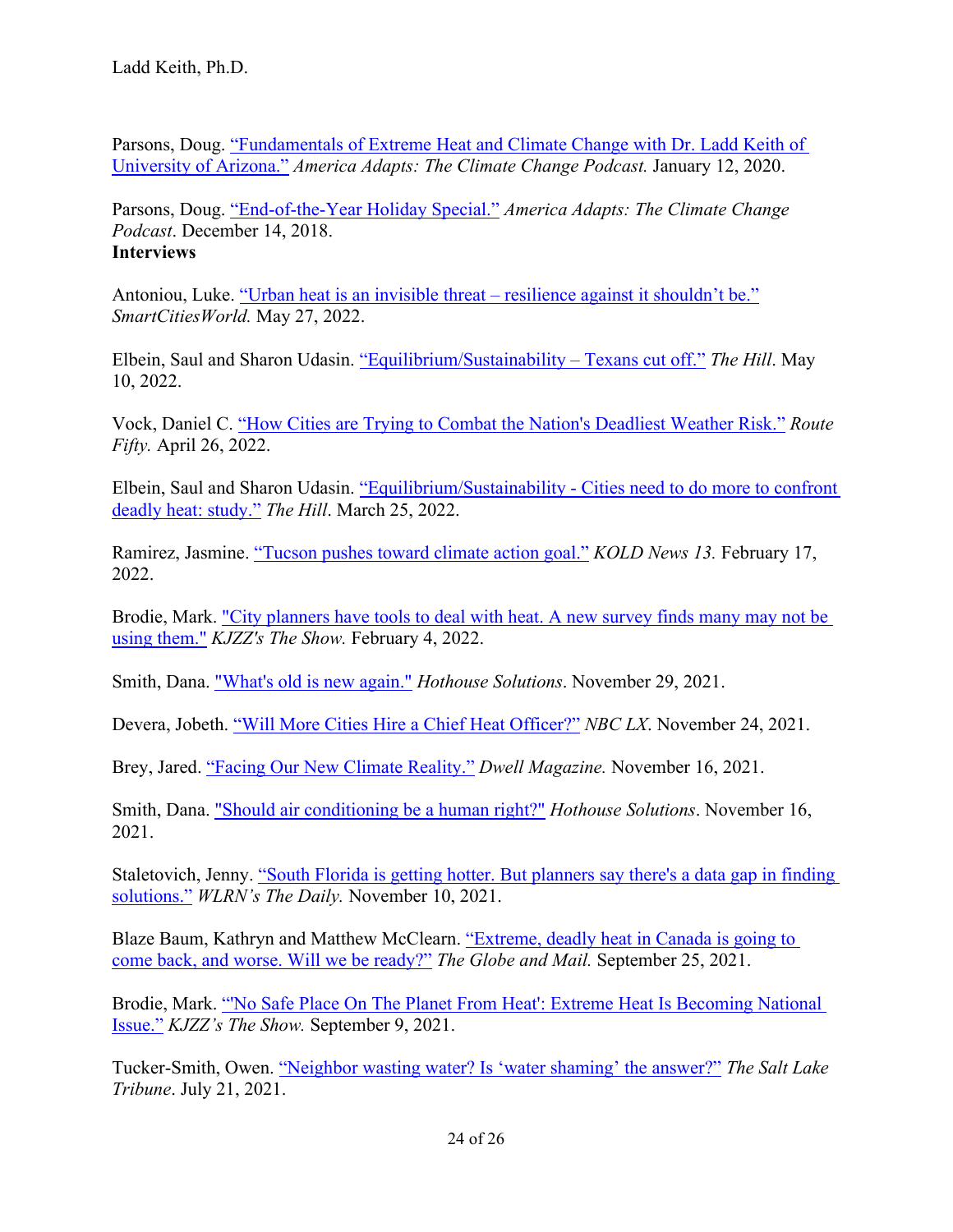Parsons, Doug. "Fundamentals of Extreme Heat and Climate Change with Dr. Ladd Keith of University of Arizona." *America Adapts: The Climate Change Podcast.* January 12, 2020.

Parsons, Doug. "End-of-the-Year Holiday Special." *America Adapts: The Climate Change Podcast*. December 14, 2018.

**Interviews**

Antoniou, Luke. "Urban heat is an invisible threat – resilience against it shouldn't be." *SmartCitiesWorld.* May 27, 2022.

Elbein, Saul and Sharon Udasin. "Equilibrium/Sustainability – Texans cut off." *The Hill*. May 10, 2022.

Vock, Daniel C. "How Cities are Trying to Combat the Nation's Deadliest Weather Risk." *Route Fifty.* April 26, 2022.

Elbein, Saul and Sharon Udasin. "Equilibrium/Sustainability - Cities need to do more to confront deadly heat: study." *The Hill*. March 25, 2022.

Ramirez, Jasmine. "Tucson pushes toward climate action goal." *KOLD News 13.* February 17, 2022.

Brodie, Mark. "City planners have tools to deal with heat. A new survey finds many may not be using them." *KJZZ's The Show.* February 4, 2022.

Smith, Dana. "What's old is new again." *Hothouse Solutions*. November 29, 2021.

Devera, Jobeth. "Will More Cities Hire a Chief Heat Officer?" *NBC LX*. November 24, 2021.

Brey, Jared. "Facing Our New Climate Reality." *Dwell Magazine.* November 16, 2021.

Smith, Dana. "Should air conditioning be a human right?" *Hothouse Solutions*. November 16, 2021.

Staletovich, Jenny. "South Florida is getting hotter. But planners say there's a data gap in finding solutions." *WLRN's The Daily.* November 10, 2021.

Blaze Baum, Kathryn and Matthew McClearn. "Extreme, deadly heat in Canada is going to come back, and worse. Will we be ready?" *The Globe and Mail.* September 25, 2021.

Brodie, Mark. "'No Safe Place On The Planet From Heat': Extreme Heat Is Becoming National Issue." *KJZZ's The Show.* September 9, 2021.

Tucker-Smith, Owen. "Neighbor wasting water? Is 'water shaming' the answer?" *The Salt Lake Tribune*. July 21, 2021.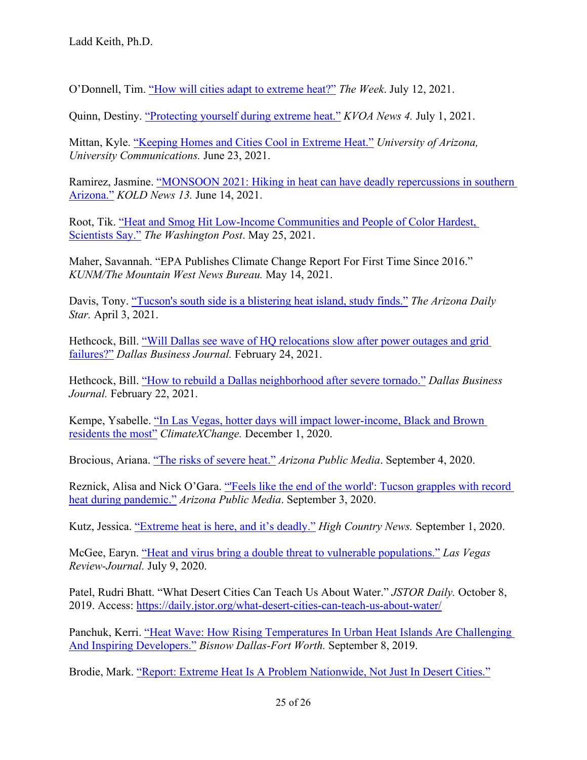O'Donnell, Tim. "How will cities adapt to extreme heat?" *The Week*. July 12, 2021.

Quinn, Destiny. "Protecting yourself during extreme heat." *KVOA News 4.* July 1, 2021.

Mittan, Kyle. "Keeping Homes and Cities Cool in Extreme Heat." *University of Arizona, University Communications.* June 23, 2021.

Ramirez, Jasmine. "MONSOON 2021: Hiking in heat can have deadly repercussions in southern Arizona." *KOLD News 13.* June 14, 2021.

Root, Tik. "Heat and Smog Hit Low-Income Communities and People of Color Hardest, Scientists Say." *The Washington Post*. May 25, 2021.

Maher, Savannah. "EPA Publishes Climate Change Report For First Time Since 2016." *KUNM/The Mountain West News Bureau.* May 14, 2021.

Davis, Tony. "Tucson's south side is a blistering heat island, study finds." *The Arizona Daily Star.* April 3, 2021.

Hethcock, Bill. "Will Dallas see wave of HQ relocations slow after power outages and grid failures?" *Dallas Business Journal.* February 24, 2021.

Hethcock, Bill. "How to rebuild a Dallas neighborhood after severe tornado." *Dallas Business Journal.* February 22, 2021.

Kempe, Ysabelle. "In Las Vegas, hotter days will impact lower-income, Black and Brown residents the most" *ClimateXChange.* December 1, 2020.

Brocious, Ariana. "The risks of severe heat." *Arizona Public Media*. September 4, 2020.

Reznick, Alisa and Nick O'Gara. "'Feels like the end of the world': Tucson grapples with record heat during pandemic." *Arizona Public Media*. September 3, 2020.

Kutz, Jessica. "Extreme heat is here, and it's deadly." *High Country News.* September 1, 2020.

McGee, Earyn. "Heat and virus bring a double threat to vulnerable populations." *Las Vegas Review-Journal.* July 9, 2020.

Patel, Rudri Bhatt. "What Desert Cities Can Teach Us About Water." *JSTOR Daily.* October 8, 2019. Access: https://daily.jstor.org/what-desert-cities-can-teach-us-about-water/

Panchuk, Kerri. "Heat Wave: How Rising Temperatures In Urban Heat Islands Are Challenging And Inspiring Developers." *Bisnow Dallas-Fort Worth.* September 8, 2019.

Brodie, Mark. "Report: Extreme Heat Is A Problem Nationwide, Not Just In Desert Cities."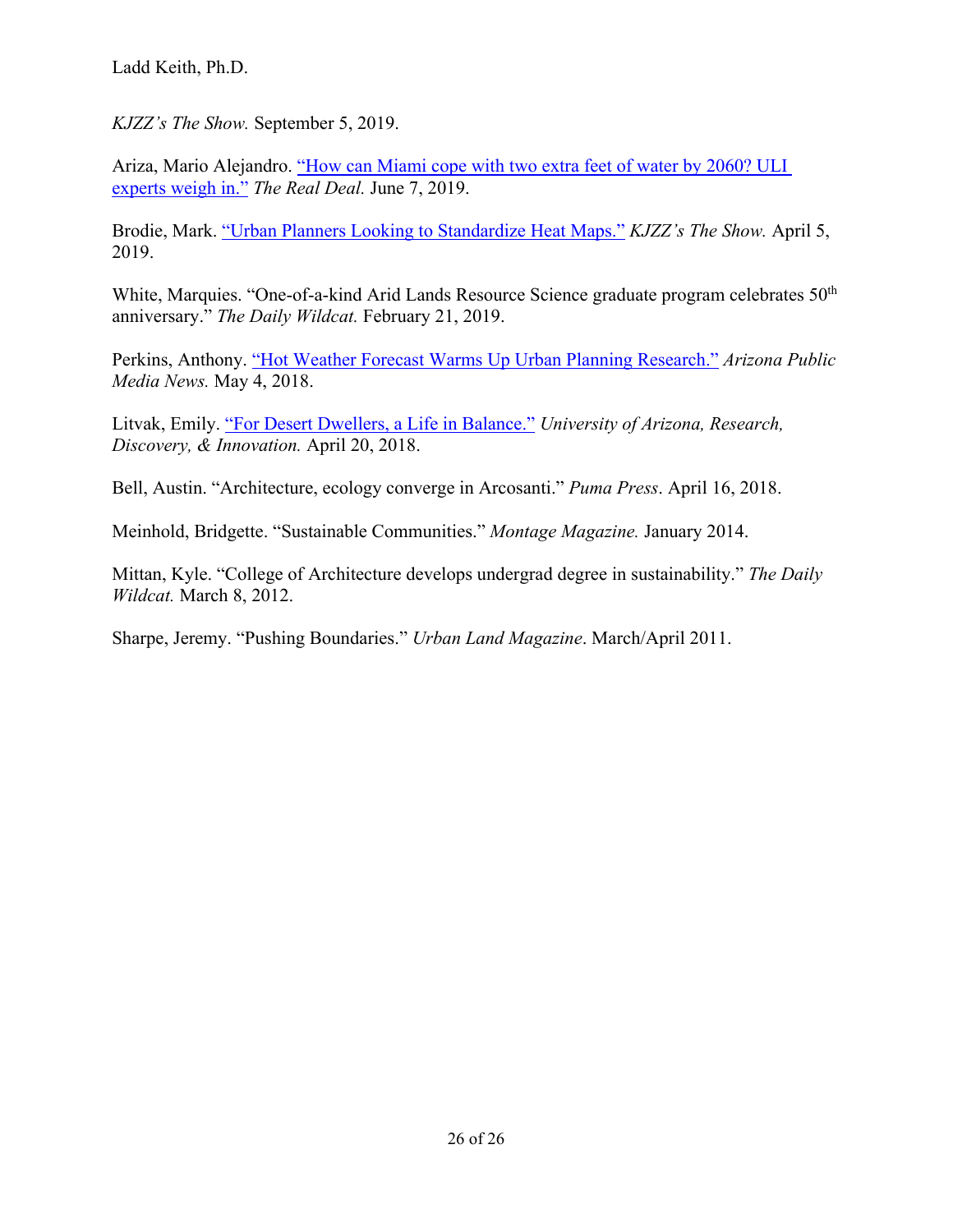*KJZZ's The Show.* September 5, 2019.

Ariza, Mario Alejandro. "How can Miami cope with two extra feet of water by 2060? ULI experts weigh in." *The Real Deal.* June 7, 2019.

Brodie, Mark. "Urban Planners Looking to Standardize Heat Maps." *KJZZ's The Show.* April 5, 2019.

White, Marquies. "One-of-a-kind Arid Lands Resource Science graduate program celebrates 50th anniversary." *The Daily Wildcat.* February 21, 2019.

Perkins, Anthony. "Hot Weather Forecast Warms Up Urban Planning Research." *Arizona Public Media News.* May 4, 2018.

Litvak, Emily. "For Desert Dwellers, a Life in Balance." *University of Arizona, Research, Discovery, & Innovation.* April 20, 2018.

Bell, Austin. "Architecture, ecology converge in Arcosanti." *Puma Press*. April 16, 2018.

Meinhold, Bridgette. "Sustainable Communities." *Montage Magazine.* January 2014.

Mittan, Kyle. "College of Architecture develops undergrad degree in sustainability." *The Daily Wildcat.* March 8, 2012.

Sharpe, Jeremy. "Pushing Boundaries." *Urban Land Magazine*. March/April 2011.